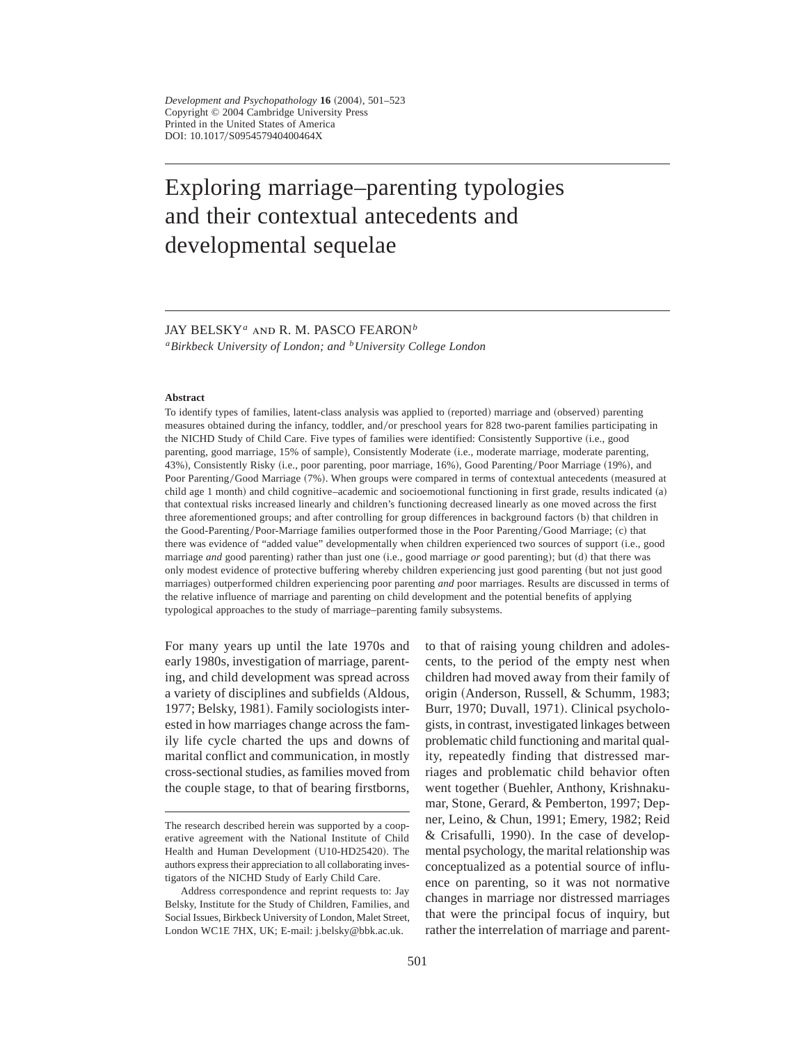# Exploring marriage–parenting typologies and their contextual antecedents and developmental sequelae

JAY BELSKY[a] AND R. M. PASCO FEARON[b]

[a]*Birkbeck University of London; and* [b]*University College London*

### Abstract

To identify types of families, latent-class analysis was applied to (reported) marriage and (observed) parenting measures obtained during the infancy, toddler, and/or preschool years for 828 two-parent families participating in the NICHD Study of Child Care. Five types of families were identified: Consistently Supportive (i.e., good parenting, good marriage, 15% of sample), Consistently Moderate (i.e., moderate marriage, moderate parenting, 43%), Consistently Risky (i.e., poor parenting, poor marriage, 16%), Good Parenting/Poor Marriage (19%), and Poor Parenting/Good Marriage (7%). When groups were compared in terms of contextual antecedents (measured at child age 1 month) and child cognitive–academic and socioemotional functioning in first grade, results indicated (a) that contextual risks increased linearly and children's functioning decreased linearly as one moved across the first three aforementioned groups; and after controlling for group differences in background factors (b) that children in the Good-Parenting/Poor-Marriage families outperformed those in the Poor Parenting/Good Marriage; (c) that there was evidence of "added value" developmentally when children experienced two sources of support (i.e., good marriage *and* good parenting) rather than just one (i.e., good marriage *or* good parenting); but (d) that there was only modest evidence of protective buffering whereby children experiencing just good parenting (but not just good marriages) outperformed children experiencing poor parenting *and* poor marriages. Results are discussed in terms of the relative influence of marriage and parenting on child development and the potential benefits of applying typological approaches to the study of marriage–parenting family subsystems.

For many years up until the late 1970s and early 1980s, investigation of marriage, parenting, and child development was spread across a variety of disciplines and subfields (Aldous, 1977; Belsky, 1981). Family sociologists interested in how marriages change across the family life cycle charted the ups and downs of marital conflict and communication, in mostly cross-sectional studies, as families moved from the couple stage, to that of bearing firstborns, to that of raising young children and adolescents, to the period of the empty nest when children had moved away from their family of origin (Anderson, Russell, & Schumm, 1983; Burr, 1970; Duvall, 1971). Clinical psychologists, in contrast, investigated linkages between problematic child functioning and marital quality, repeatedly finding that distressed marriages and problematic child behavior often went together (Buehler, Anthony, Krishnakumar, Stone, Gerard, & Pemberton, 1997; Depner, Leino, & Chun, 1991; Emery, 1982; Reid & Crisafulli, 1990). In the case of developmental psychology, the marital relationship was conceptualized as a potential source of influence on parenting, so it was not normative changes in marriage nor distressed marriages that were the principal focus of inquiry, but rather the interrelation of marriage and parent-

---

The research described herein was supported by a cooperative agreement with the National Institute of Child Health and Human Development (U10-HD25420). The authors express their appreciation to all collaborating investigators of the NICHD Study of Early Child Care.

Address correspondence and reprint requests to: Jay Belsky, Institute for the Study of Children, Families, and Social Issues, Birkbeck University of London, Malet Street, London WC1E 7HX, UK; E-mail: j.belsky@bbk.ac.uk.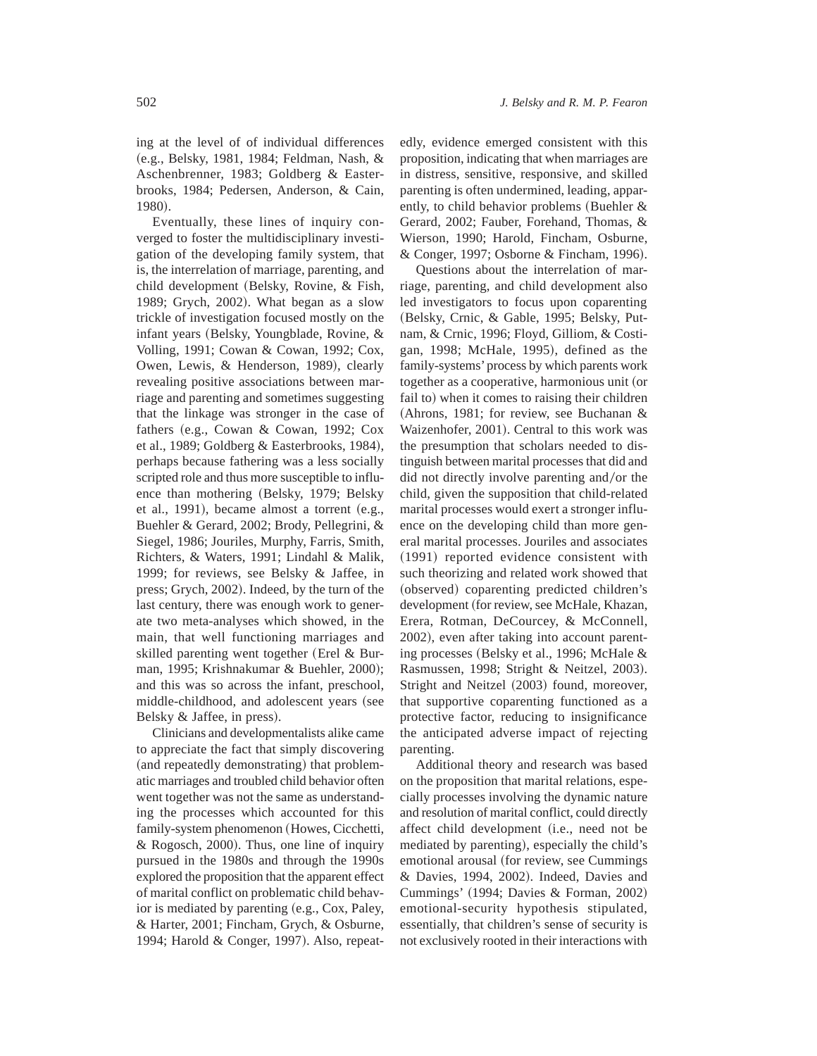ing at the level of of individual differences (e.g., Belsky, 1981, 1984; Feldman, Nash, & Aschenbrenner, 1983; Goldberg & Easterbrooks, 1984; Pedersen, Anderson, & Cain, 1980).

Eventually, these lines of inquiry converged to foster the multidisciplinary investigation of the developing family system, that is, the interrelation of marriage, parenting, and child development (Belsky, Rovine, & Fish, 1989; Grych, 2002). What began as a slow trickle of investigation focused mostly on the infant years (Belsky, Youngblade, Rovine, & Volling, 1991; Cowan & Cowan, 1992; Cox, Owen, Lewis, & Henderson, 1989), clearly revealing positive associations between marriage and parenting and sometimes suggesting that the linkage was stronger in the case of fathers (e.g., Cowan & Cowan, 1992; Cox et al., 1989; Goldberg & Easterbrooks, 1984), perhaps because fathering was a less socially scripted role and thus more susceptible to influence than mothering (Belsky, 1979; Belsky et al., 1991), became almost a torrent (e.g., Buehler & Gerard, 2002; Brody, Pellegrini, & Siegel, 1986; Jouriles, Murphy, Farris, Smith, Richters, & Waters, 1991; Lindahl & Malik, 1999; for reviews, see Belsky & Jaffee, in press; Grych, 2002). Indeed, by the turn of the last century, there was enough work to generate two meta-analyses which showed, in the main, that well functioning marriages and skilled parenting went together (Erel & Burman, 1995; Krishnakumar & Buehler, 2000); and this was so across the infant, preschool, middle-childhood, and adolescent years (see Belsky & Jaffee, in press).

Clinicians and developmentalists alike came to appreciate the fact that simply discovering (and repeatedly demonstrating) that problematic marriages and troubled child behavior often went together was not the same as understanding the processes which accounted for this family-system phenomenon (Howes, Cicchetti, & Rogosch, 2000). Thus, one line of inquiry pursued in the 1980s and through the 1990s explored the proposition that the apparent effect of marital conflict on problematic child behavior is mediated by parenting (e.g., Cox, Paley, & Harter, 2001; Fincham, Grych, & Osburne, 1994; Harold & Conger, 1997). Also, repeatedly, evidence emerged consistent with this proposition, indicating that when marriages are in distress, sensitive, responsive, and skilled parenting is often undermined, leading, apparently, to child behavior problems (Buehler & Gerard, 2002; Fauber, Forehand, Thomas, & Wierson, 1990; Harold, Fincham, Osburne, & Conger, 1997; Osborne & Fincham, 1996).

Questions about the interrelation of marriage, parenting, and child development also led investigators to focus upon coparenting (Belsky, Crnic, & Gable, 1995; Belsky, Putnam, & Crnic, 1996; Floyd, Gilliom, & Costigan, 1998; McHale, 1995), defined as the family-systems' process by which parents work together as a cooperative, harmonious unit (or fail to) when it comes to raising their children (Ahrons, 1981; for review, see Buchanan & Waizenhofer, 2001). Central to this work was the presumption that scholars needed to distinguish between marital processes that did and did not directly involve parenting and/or the child, given the supposition that child-related marital processes would exert a stronger influence on the developing child than more general marital processes. Jouriles and associates (1991) reported evidence consistent with such theorizing and related work showed that (observed) coparenting predicted children's development (for review, see McHale, Khazan, Erera, Rotman, DeCourcey, & McConnell, 2002), even after taking into account parenting processes (Belsky et al., 1996; McHale & Rasmussen, 1998; Stright & Neitzel, 2003). Stright and Neitzel (2003) found, moreover, that supportive coparenting functioned as a protective factor, reducing to insignificance the anticipated adverse impact of rejecting parenting.

Additional theory and research was based on the proposition that marital relations, especially processes involving the dynamic nature and resolution of marital conflict, could directly affect child development (i.e., need not be mediated by parenting), especially the child's emotional arousal (for review, see Cummings & Davies, 1994, 2002). Indeed, Davies and Cummings' (1994; Davies & Forman, 2002) emotional-security hypothesis stipulated, essentially, that children's sense of security is not exclusively rooted in their interactions with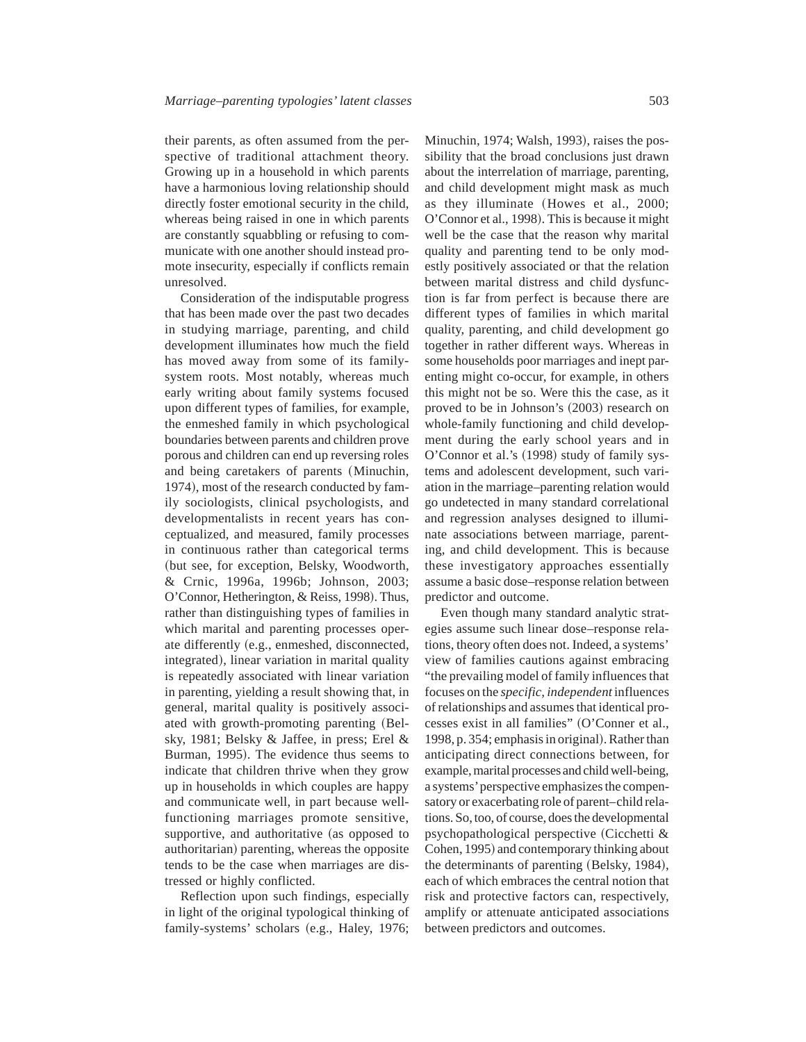their parents, as often assumed from the perspective of traditional attachment theory. Growing up in a household in which parents have a harmonious loving relationship should directly foster emotional security in the child, whereas being raised in one in which parents are constantly squabbling or refusing to communicate with one another should instead promote insecurity, especially if conflicts remain unresolved.

Consideration of the indisputable progress that has been made over the past two decades in studying marriage, parenting, and child development illuminates how much the field has moved away from some of its family-system roots. Most notably, whereas much early writing about family systems focused upon different types of families, for example, the enmeshed family in which psychological boundaries between parents and children prove porous and children can end up reversing roles and being caretakers of parents (Minuchin, 1974), most of the research conducted by family sociologists, clinical psychologists, and developmentalists in recent years has conceptualized, and measured, family processes in continuous rather than categorical terms (but see, for exception, Belsky, Woodworth, & Crnic, 1996a, 1996b; Johnson, 2003; O'Connor, Hetherington, & Reiss, 1998). Thus, rather than distinguishing types of families in which marital and parenting processes operate differently (e.g., enmeshed, disconnected, integrated), linear variation in marital quality is repeatedly associated with linear variation in parenting, yielding a result showing that, in general, marital quality is positively associated with growth-promoting parenting (Belsky, 1981; Belsky & Jaffee, in press; Erel & Burman, 1995). The evidence thus seems to indicate that children thrive when they grow up in households in which couples are happy and communicate well, in part because well-functioning marriages promote sensitive, supportive, and authoritative (as opposed to authoritarian) parenting, whereas the opposite tends to be the case when marriages are distressed or highly conflicted.

Reflection upon such findings, especially in light of the original typological thinking of family-systems' scholars (e.g., Haley, 1976; Minuchin, 1974; Walsh, 1993), raises the possibility that the broad conclusions just drawn about the interrelation of marriage, parenting, and child development might mask as much as they illuminate (Howes et al., 2000; O'Connor et al., 1998). This is because it might well be the case that the reason why marital quality and parenting tend to be only modestly positively associated or that the relation between marital distress and child dysfunction is far from perfect is because there are different types of families in which marital quality, parenting, and child development go together in rather different ways. Whereas in some households poor marriages and inept parenting might co-occur, for example, in others this might not be so. Were this the case, as it proved to be in Johnson's (2003) research on whole-family functioning and child development during the early school years and in O'Connor et al.'s (1998) study of family systems and adolescent development, such variation in the marriage–parenting relation would go undetected in many standard correlational and regression analyses designed to illuminate associations between marriage, parenting, and child development. This is because these investigatory approaches essentially assume a basic dose–response relation between predictor and outcome.

Even though many standard analytic strategies assume such linear dose–response relations, theory often does not. Indeed, a systems' view of families cautions against embracing "the prevailing model of family influences that focuses on the *specific, independent* influences of relationships and assumes that identical processes exist in all families" (O'Conner et al., 1998, p. 354; emphasis in original). Rather than anticipating direct connections between, for example, marital processes and child well-being, a systems' perspective emphasizes the compensatory or exacerbating role of parent–child relations. So, too, of course, does the developmental psychopathological perspective (Cicchetti & Cohen, 1995) and contemporary thinking about the determinants of parenting (Belsky, 1984), each of which embraces the central notion that risk and protective factors can, respectively, amplify or attenuate anticipated associations between predictors and outcomes.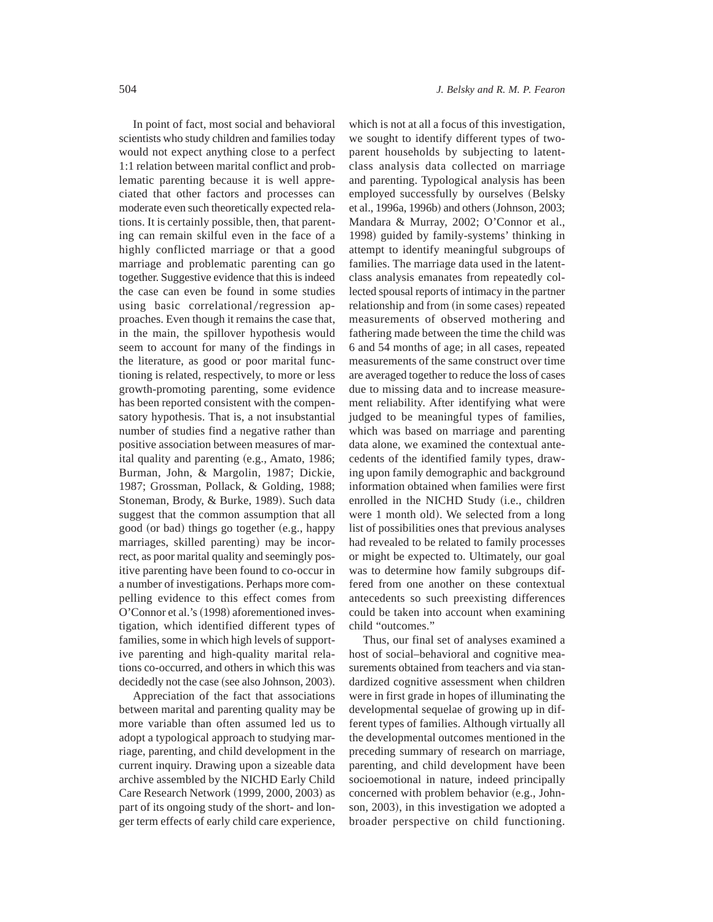In point of fact, most social and behavioral scientists who study children and families today would not expect anything close to a perfect 1:1 relation between marital conflict and problematic parenting because it is well appreciated that other factors and processes can moderate even such theoretically expected relations. It is certainly possible, then, that parenting can remain skilful even in the face of a highly conflicted marriage or that a good marriage and problematic parenting can go together. Suggestive evidence that this is indeed the case can even be found in some studies using basic correlational/regression approaches. Even though it remains the case that, in the main, the spillover hypothesis would seem to account for many of the findings in the literature, as good or poor marital functioning is related, respectively, to more or less growth-promoting parenting, some evidence has been reported consistent with the compensatory hypothesis. That is, a not insubstantial number of studies find a negative rather than positive association between measures of marital quality and parenting (e.g., Amato, 1986; Burman, John, & Margolin, 1987; Dickie, 1987; Grossman, Pollack, & Golding, 1988; Stoneman, Brody, & Burke, 1989). Such data suggest that the common assumption that all good (or bad) things go together (e.g., happy marriages, skilled parenting) may be incorrect, as poor marital quality and seemingly positive parenting have been found to co-occur in a number of investigations. Perhaps more compelling evidence to this effect comes from O'Connor et al.'s (1998) aforementioned investigation, which identified different types of families, some in which high levels of supportive parenting and high-quality marital relations co-occurred, and others in which this was decidedly not the case (see also Johnson, 2003).

Appreciation of the fact that associations between marital and parenting quality may be more variable than often assumed led us to adopt a typological approach to studying marriage, parenting, and child development in the current inquiry. Drawing upon a sizeable data archive assembled by the NICHD Early Child Care Research Network (1999, 2000, 2003) as part of its ongoing study of the short- and longer term effects of early child care experience, which is not at all a focus of this investigation, we sought to identify different types of two-parent households by subjecting to latent-class analysis data collected on marriage and parenting. Typological analysis has been employed successfully by ourselves (Belsky et al., 1996a, 1996b) and others (Johnson, 2003; Mandara & Murray, 2002; O'Connor et al., 1998) guided by family-systems' thinking in attempt to identify meaningful subgroups of families. The marriage data used in the latent-class analysis emanates from repeatedly collected spousal reports of intimacy in the partner relationship and from (in some cases) repeated measurements of observed mothering and fathering made between the time the child was 6 and 54 months of age; in all cases, repeated measurements of the same construct over time are averaged together to reduce the loss of cases due to missing data and to increase measurement reliability. After identifying what were judged to be meaningful types of families, which was based on marriage and parenting data alone, we examined the contextual antecedents of the identified family types, drawing upon family demographic and background information obtained when families were first enrolled in the NICHD Study (i.e., children were 1 month old). We selected from a long list of possibilities ones that previous analyses had revealed to be related to family processes or might be expected to. Ultimately, our goal was to determine how family subgroups differed from one another on these contextual antecedents so such preexisting differences could be taken into account when examining child "outcomes."

Thus, our final set of analyses examined a host of social–behavioral and cognitive measurements obtained from teachers and via standardized cognitive assessment when children were in first grade in hopes of illuminating the developmental sequelae of growing up in different types of families. Although virtually all the developmental outcomes mentioned in the preceding summary of research on marriage, parenting, and child development have been socioemotional in nature, indeed principally concerned with problem behavior (e.g., Johnson, 2003), in this investigation we adopted a broader perspective on child functioning.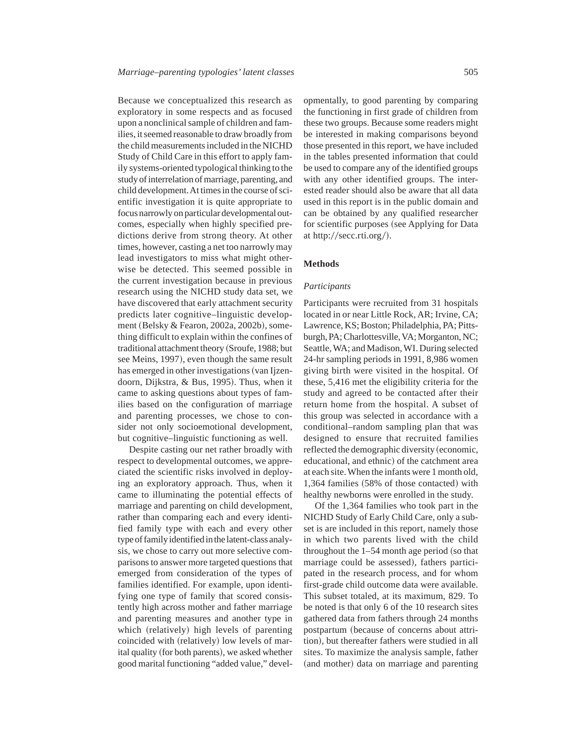Because we conceptualized this research as exploratory in some respects and as focused upon a nonclinical sample of children and families, it seemed reasonable to draw broadly from the child measurements included in the NICHD Study of Child Care in this effort to apply family systems-oriented typological thinking to the study of interrelation of marriage, parenting, and child development. At times in the course of scientific investigation it is quite appropriate to focus narrowly on particular developmental outcomes, especially when highly specified predictions derive from strong theory. At other times, however, casting a net too narrowly may lead investigators to miss what might otherwise be detected. This seemed possible in the current investigation because in previous research using the NICHD study data set, we have discovered that early attachment security predicts later cognitive–linguistic development (Belsky & Fearon, 2002a, 2002b), something difficult to explain within the confines of traditional attachment theory (Sroufe, 1988; but see Meins, 1997), even though the same result has emerged in other investigations (van Ijzendoorn, Dijkstra, & Bus, 1995). Thus, when it came to asking questions about types of families based on the configuration of marriage and parenting processes, we chose to consider not only socioemotional development, but cognitive–linguistic functioning as well.

Despite casting our net rather broadly with respect to developmental outcomes, we appreciated the scientific risks involved in deploying an exploratory approach. Thus, when it came to illuminating the potential effects of marriage and parenting on child development, rather than comparing each and every identified family type with each and every other type of family identified in the latent-class analysis, we chose to carry out more selective comparisons to answer more targeted questions that emerged from consideration of the types of families identified. For example, upon identifying one type of family that scored consistently high across mother and father marriage and parenting measures and another type in which (relatively) high levels of parenting coincided with (relatively) low levels of marital quality (for both parents), we asked whether good marital functioning "added value," developmentally, to good parenting by comparing the functioning in first grade of children from these two groups. Because some readers might be interested in making comparisons beyond those presented in this report, we have included in the tables presented information that could be used to compare any of the identified groups with any other identified groups. The interested reader should also be aware that all data used in this report is in the public domain and can be obtained by any qualified researcher for scientific purposes (see Applying for Data at http://secc.rti.org/).

## Methods

### *Participants*

Participants were recruited from 31 hospitals located in or near Little Rock, AR; Irvine, CA; Lawrence, KS; Boston; Philadelphia, PA; Pittsburgh, PA; Charlottesville, VA; Morganton, NC; Seattle, WA; and Madison, WI. During selected 24-hr sampling periods in 1991, 8,986 women giving birth were visited in the hospital. Of these, 5,416 met the eligibility criteria for the study and agreed to be contacted after their return home from the hospital. A subset of this group was selected in accordance with a conditional–random sampling plan that was designed to ensure that recruited families reflected the demographic diversity (economic, educational, and ethnic) of the catchment area at each site. When the infants were 1 month old, 1,364 families (58% of those contacted) with healthy newborns were enrolled in the study.

Of the 1,364 families who took part in the NICHD Study of Early Child Care, only a subset is are included in this report, namely those in which two parents lived with the child throughout the 1–54 month age period (so that marriage could be assessed), fathers participated in the research process, and for whom first-grade child outcome data were available. This subset totaled, at its maximum, 829. To be noted is that only 6 of the 10 research sites gathered data from fathers through 24 months postpartum (because of concerns about attrition), but thereafter fathers were studied in all sites. To maximize the analysis sample, father (and mother) data on marriage and parenting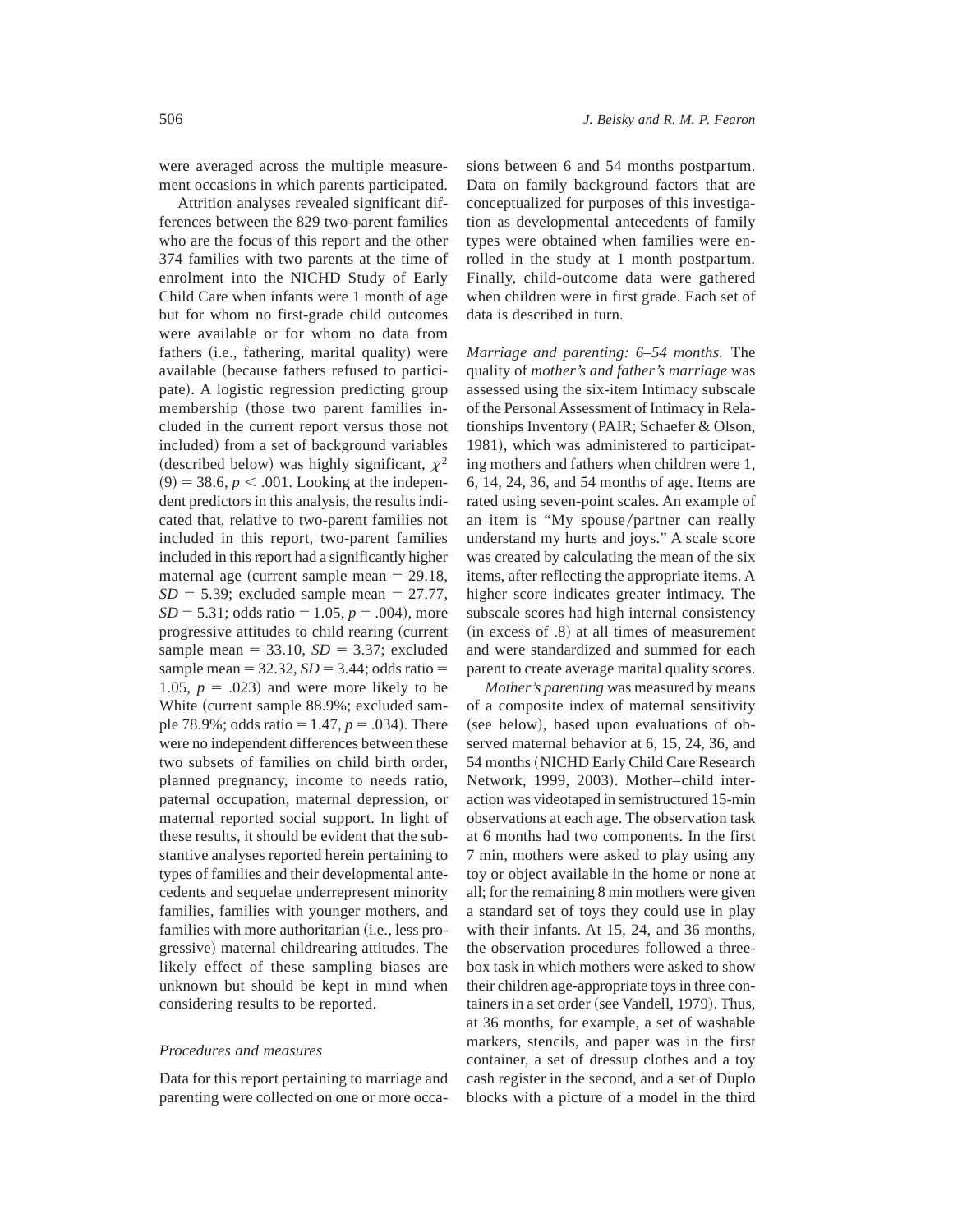were averaged across the multiple measurement occasions in which parents participated.

Attrition analyses revealed significant differences between the 829 two-parent families who are the focus of this report and the other 374 families with two parents at the time of enrolment into the NICHD Study of Early Child Care when infants were 1 month of age but for whom no first-grade child outcomes were available or for whom no data from fathers (i.e., fathering, marital quality) were available (because fathers refused to participate). A logistic regression predicting group membership (those two parent families included in the current report versus those not included) from a set of background variables (described below) was highly significant, $\chi^2$ $(9) = 38.6$, $p < .001$. Looking at the independent predictors in this analysis, the results indicated that, relative to two-parent families not included in this report, two-parent families included in this report had a significantly higher maternal age (current sample mean = 29.18, $SD = 5.39$; excluded sample mean = 27.77, $SD = 5.31$; odds ratio = 1.05, $p = .004$), more progressive attitudes to child rearing (current sample mean = 33.10, $SD = 3.37$; excluded sample mean = 32.32, $SD = 3.44$; odds ratio = 1.05, $p = .023$) and were more likely to be White (current sample 88.9%; excluded sample 78.9%; odds ratio = 1.47, $p = .034$). There were no independent differences between these two subsets of families on child birth order, planned pregnancy, income to needs ratio, paternal occupation, maternal depression, or maternal reported social support. In light of these results, it should be evident that the substantive analyses reported herein pertaining to types of families and their developmental antecedents and sequelae underrepresent minority families, families with younger mothers, and families with more authoritarian (i.e., less progressive) maternal childrearing attitudes. The likely effect of these sampling biases are unknown but should be kept in mind when considering results to be reported.

### *Procedures and measures*

Data for this report pertaining to marriage and parenting were collected on one or more occasions between 6 and 54 months postpartum. Data on family background factors that are conceptualized for purposes of this investigation as developmental antecedents of family types were obtained when families were enrolled in the study at 1 month postpartum. Finally, child-outcome data were gathered when children were in first grade. Each set of data is described in turn.

*Marriage and parenting: 6–54 months.* The quality of *mother's and father's marriage* was assessed using the six-item Intimacy subscale of the Personal Assessment of Intimacy in Relationships Inventory (PAIR; Schaefer & Olson, 1981), which was administered to participating mothers and fathers when children were 1, 6, 14, 24, 36, and 54 months of age. Items are rated using seven-point scales. An example of an item is "My spouse/partner can really understand my hurts and joys." A scale score was created by calculating the mean of the six items, after reflecting the appropriate items. A higher score indicates greater intimacy. The subscale scores had high internal consistency (in excess of .8) at all times of measurement and were standardized and summed for each parent to create average marital quality scores.

*Mother's parenting* was measured by means of a composite index of maternal sensitivity (see below), based upon evaluations of observed maternal behavior at 6, 15, 24, 36, and 54 months (NICHD Early Child Care Research Network, 1999, 2003). Mother–child interaction was videotaped in semistructured 15-min observations at each age. The observation task at 6 months had two components. In the first 7 min, mothers were asked to play using any toy or object available in the home or none at all; for the remaining 8 min mothers were given a standard set of toys they could use in play with their infants. At 15, 24, and 36 months, the observation procedures followed a three-box task in which mothers were asked to show their children age-appropriate toys in three containers in a set order (see Vandell, 1979). Thus, at 36 months, for example, a set of washable markers, stencils, and paper was in the first container, a set of dressup clothes and a toy cash register in the second, and a set of Duplo blocks with a picture of a model in the third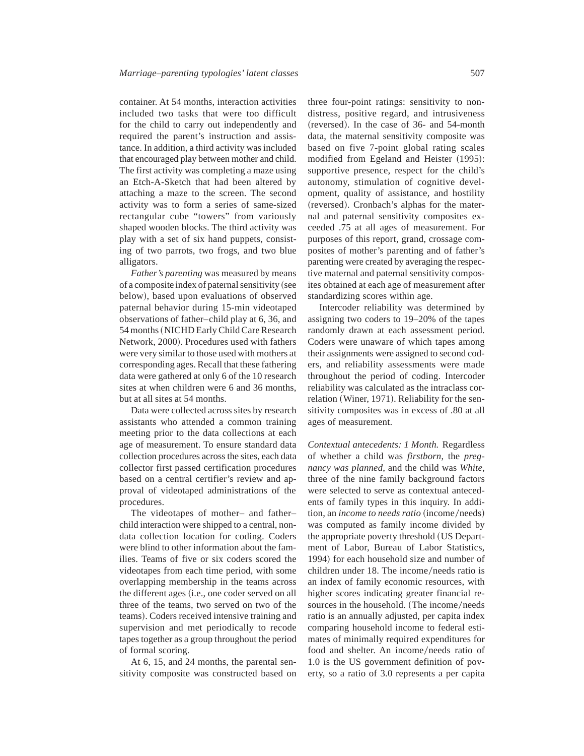container. At 54 months, interaction activities included two tasks that were too difficult for the child to carry out independently and required the parent's instruction and assistance. In addition, a third activity was included that encouraged play between mother and child. The first activity was completing a maze using an Etch-A-Sketch that had been altered by attaching a maze to the screen. The second activity was to form a series of same-sized rectangular cube "towers" from variously shaped wooden blocks. The third activity was play with a set of six hand puppets, consisting of two parrots, two frogs, and two blue alligators.

*Father's parenting* was measured by means of a composite index of paternal sensitivity (see below), based upon evaluations of observed paternal behavior during 15-min videotaped observations of father–child play at 6, 36, and 54 months (NICHD Early Child Care Research Network, 2000). Procedures used with fathers were very similar to those used with mothers at corresponding ages. Recall that these fathering data were gathered at only 6 of the 10 research sites at when children were 6 and 36 months, but at all sites at 54 months.

Data were collected across sites by research assistants who attended a common training meeting prior to the data collections at each age of measurement. To ensure standard data collection procedures across the sites, each data collector first passed certification procedures based on a central certifier's review and approval of videotaped administrations of the procedures.

The videotapes of mother– and father–child interaction were shipped to a central, non-data collection location for coding. Coders were blind to other information about the families. Teams of five or six coders scored the videotapes from each time period, with some overlapping membership in the teams across the different ages (i.e., one coder served on all three of the teams, two served on two of the teams). Coders received intensive training and supervision and met periodically to recode tapes together as a group throughout the period of formal scoring.

At 6, 15, and 24 months, the parental sensitivity composite was constructed based on three four-point ratings: sensitivity to non-distress, positive regard, and intrusiveness (reversed). In the case of 36- and 54-month data, the maternal sensitivity composite was based on five 7-point global rating scales modified from Egeland and Heister (1995): supportive presence, respect for the child's autonomy, stimulation of cognitive development, quality of assistance, and hostility (reversed). Cronbach's alphas for the maternal and paternal sensitivity composites exceeded .75 at all ages of measurement. For purposes of this report, grand, crossage composites of mother's parenting and of father's parenting were created by averaging the respective maternal and paternal sensitivity composites obtained at each age of measurement after standardizing scores within age.

Intercoder reliability was determined by assigning two coders to 19–20% of the tapes randomly drawn at each assessment period. Coders were unaware of which tapes among their assignments were assigned to second coders, and reliability assessments were made throughout the period of coding. Intercoder reliability was calculated as the intraclass correlation (Winer, 1971). Reliability for the sensitivity composites was in excess of .80 at all ages of measurement.

*Contextual antecedents: 1 Month.* Regardless of whether a child was *firstborn*, the *pregnancy was planned*, and the child was *White*, three of the nine family background factors were selected to serve as contextual antecedents of family types in this inquiry. In addition, an *income to needs ratio* (income/needs) was computed as family income divided by the appropriate poverty threshold (US Department of Labor, Bureau of Labor Statistics, 1994) for each household size and number of children under 18. The income/needs ratio is an index of family economic resources, with higher scores indicating greater financial resources in the household. (The income/needs ratio is an annually adjusted, per capita index comparing household income to federal estimates of minimally required expenditures for food and shelter. An income/needs ratio of 1.0 is the US government definition of poverty, so a ratio of 3.0 represents a per capita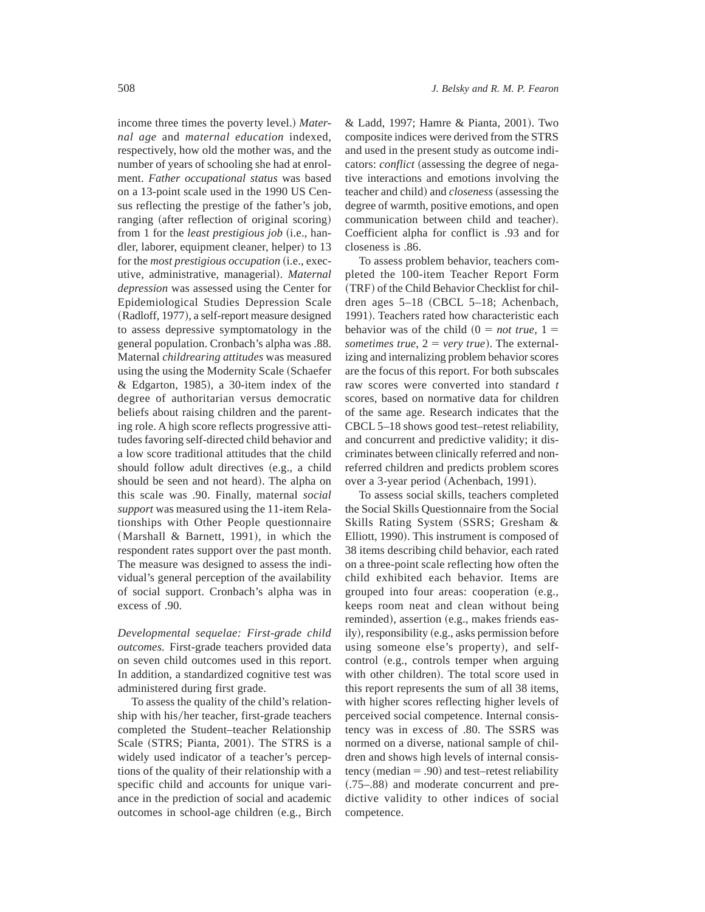income three times the poverty level.) *Maternal age* and *maternal education* indexed, respectively, how old the mother was, and the number of years of schooling she had at enrolment. *Father occupational status* was based on a 13-point scale used in the 1990 US Census reflecting the prestige of the father's job, ranging (after reflection of original scoring) from 1 for the *least prestigious job* (i.e., handler, laborer, equipment cleaner, helper) to 13 for the *most prestigious occupation* (i.e., executive, administrative, managerial). *Maternal depression* was assessed using the Center for Epidemiological Studies Depression Scale (Radloff, 1977), a self-report measure designed to assess depressive symptomatology in the general population. Cronbach's alpha was .88. Maternal *childrearing attitudes* was measured using the using the Modernity Scale (Schaefer & Edgarton, 1985), a 30-item index of the degree of authoritarian versus democratic beliefs about raising children and the parenting role. A high score reflects progressive attitudes favoring self-directed child behavior and a low score traditional attitudes that the child should follow adult directives (e.g., a child should be seen and not heard). The alpha on this scale was .90. Finally, maternal *social support* was measured using the 11-item Relationships with Other People questionnaire (Marshall & Barnett, 1991), in which the respondent rates support over the past month. The measure was designed to assess the individual's general perception of the availability of social support. Cronbach's alpha was in excess of .90.

*Developmental sequelae: First-grade child outcomes.* First-grade teachers provided data on seven child outcomes used in this report. In addition, a standardized cognitive test was administered during first grade.

To assess the quality of the child's relationship with his/her teacher, first-grade teachers completed the Student–teacher Relationship Scale (STRS; Pianta, 2001). The STRS is a widely used indicator of a teacher's perceptions of the quality of their relationship with a specific child and accounts for unique variance in the prediction of social and academic outcomes in school-age children (e.g., Birch & Ladd, 1997; Hamre & Pianta, 2001). Two composite indices were derived from the STRS and used in the present study as outcome indicators: *conflict* (assessing the degree of negative interactions and emotions involving the teacher and child) and *closeness* (assessing the degree of warmth, positive emotions, and open communication between child and teacher). Coefficient alpha for conflict is .93 and for closeness is .86.

To assess problem behavior, teachers completed the 100-item Teacher Report Form (TRF) of the Child Behavior Checklist for children ages 5–18 (CBCL 5–18; Achenbach, 1991). Teachers rated how characteristic each behavior was of the child ($0 =$ *not true*, $1 =$ *sometimes true*, $2 =$ *very true*). The externalizing and internalizing problem behavior scores are the focus of this report. For both subscales raw scores were converted into standard $t$ scores, based on normative data for children of the same age. Research indicates that the CBCL 5–18 shows good test–retest reliability, and concurrent and predictive validity; it discriminates between clinically referred and nonreferred children and predicts problem scores over a 3-year period (Achenbach, 1991).

To assess social skills, teachers completed the Social Skills Questionnaire from the Social Skills Rating System (SSRS; Gresham & Elliott, 1990). This instrument is composed of 38 items describing child behavior, each rated on a three-point scale reflecting how often the child exhibited each behavior. Items are grouped into four areas: cooperation (e.g., keeps room neat and clean without being reminded), assertion (e.g., makes friends easily), responsibility (e.g., asks permission before using someone else's property), and self-control (e.g., controls temper when arguing with other children). The total score used in this report represents the sum of all 38 items, with higher scores reflecting higher levels of perceived social competence. Internal consistency was in excess of .80. The SSRS was normed on a diverse, national sample of children and shows high levels of internal consistency (median $=$ .90) and test–retest reliability (.75–.88) and moderate concurrent and predictive validity to other indices of social competence.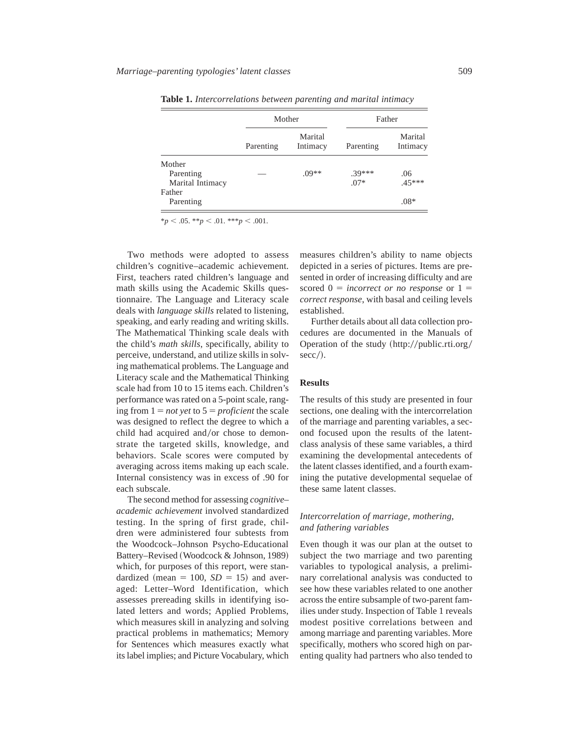**Table 1.** *Intercorrelations between parenting and marital intimacy*

| | Mother | | Father | |
|---|---|---|---|---|
| | Parenting | Marital Intimacy | Parenting | Marital Intimacy |
| Mother | | | | |
| Parenting | — | .09** | .39*** | .06 |
| Marital Intimacy | | | .07* | .45*** |
| Father | | | | |
| Parenting | | | | .08* |

*$p < .05$. **$p < .01$. ***$p < .001$.

Two methods were adopted to assess children's cognitive–academic achievement. First, teachers rated children's language and math skills using the Academic Skills questionnaire. The Language and Literacy scale deals with *language skills* related to listening, speaking, and early reading and writing skills. The Mathematical Thinking scale deals with the child's *math skills*, specifically, ability to perceive, understand, and utilize skills in solving mathematical problems. The Language and Literacy scale and the Mathematical Thinking scale had from 10 to 15 items each. Children's performance was rated on a 5-point scale, ranging from 1 = *not yet* to 5 = *proficient* the scale was designed to reflect the degree to which a child had acquired and/or chose to demonstrate the targeted skills, knowledge, and behaviors. Scale scores were computed by averaging across items making up each scale. Internal consistency was in excess of .90 for each subscale.

The second method for assessing *cognitive–academic achievement* involved standardized testing. In the spring of first grade, children were administered four subtests from the Woodcock–Johnson Psycho-Educational Battery–Revised (Woodcock & Johnson, 1989) which, for purposes of this report, were standardized (mean = 100, $SD = 15$) and averaged: Letter–Word Identification, which assesses prereading skills in identifying isolated letters and words; Applied Problems, which measures skill in analyzing and solving practical problems in mathematics; Memory for Sentences which measures exactly what its label implies; and Picture Vocabulary, which measures children's ability to name objects depicted in a series of pictures. Items are presented in order of increasing difficulty and are scored 0 = *incorrect or no response* or 1 = *correct response*, with basal and ceiling levels established.

Further details about all data collection procedures are documented in the Manuals of Operation of the study (http://public.rti.org/secc/).

## Results

The results of this study are presented in four sections, one dealing with the intercorrelation of the marriage and parenting variables, a second focused upon the results of the latent-class analysis of these same variables, a third examining the developmental antecedents of the latent classes identified, and a fourth examining the putative developmental sequelae of these same latent classes.

### *Intercorrelation of marriage, mothering, and fathering variables*

Even though it was our plan at the outset to subject the two marriage and two parenting variables to typological analysis, a preliminary correlational analysis was conducted to see how these variables related to one another across the entire subsample of two-parent families under study. Inspection of Table 1 reveals modest positive correlations between and among marriage and parenting variables. More specifically, mothers who scored high on parenting quality had partners who also tended to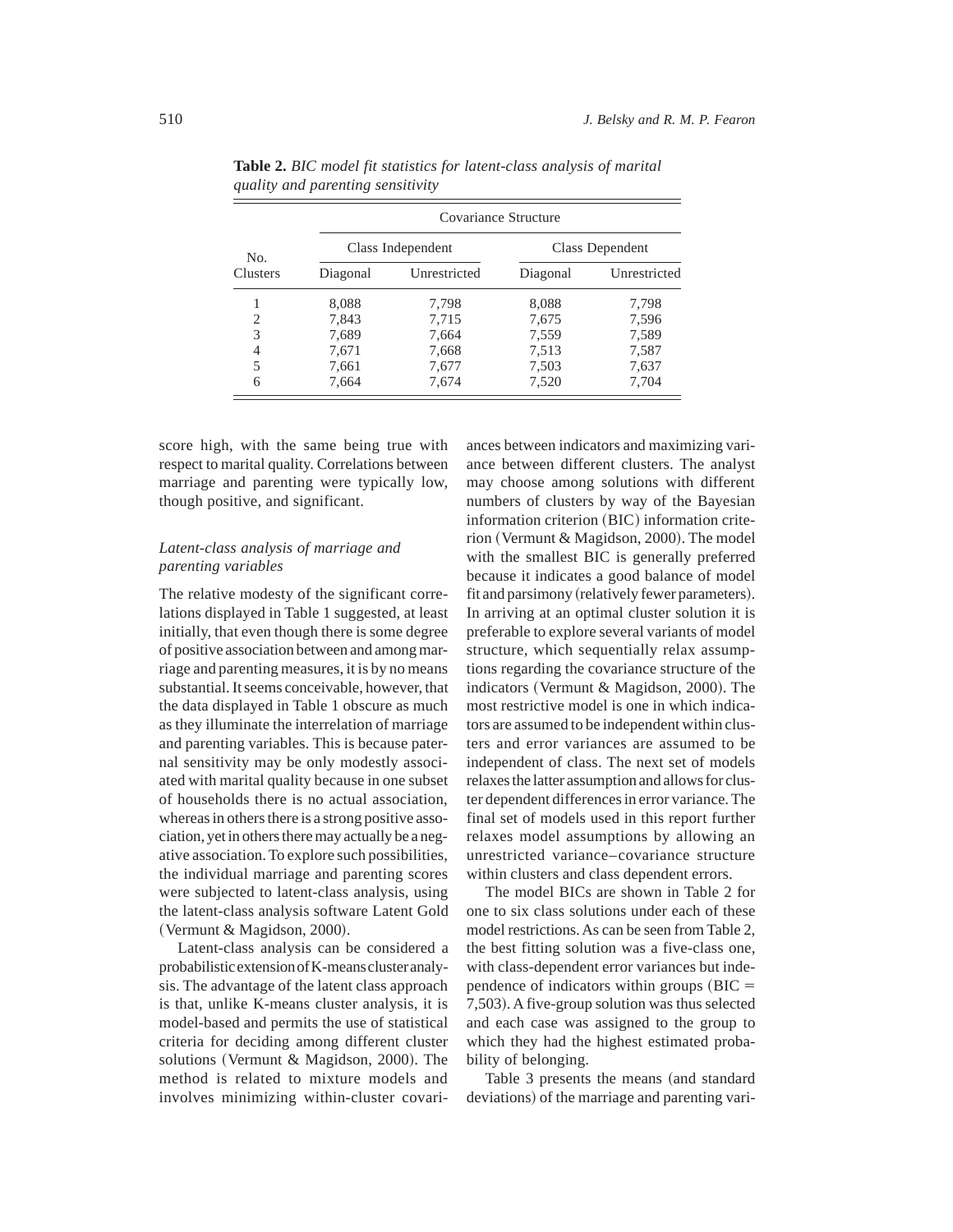**Table 2.** *BIC model fit statistics for latent-class analysis of marital quality and parenting sensitivity*

| No. Clusters | Covariance Structure | | | |
|---|---|---|---|---|
| | Class Independent | | Class Dependent | |
| | Diagonal | Unrestricted | Diagonal | Unrestricted |
| 1 | 8,088 | 7,798 | 8,088 | 7,798 |
| 2 | 7,843 | 7,715 | 7,675 | 7,596 |
| 3 | 7,689 | 7,664 | 7,559 | 7,589 |
| 4 | 7,671 | 7,668 | 7,513 | 7,587 |
| 5 | 7,661 | 7,677 | 7,503 | 7,637 |
| 6 | 7,664 | 7,674 | 7,520 | 7,704 |

score high, with the same being true with respect to marital quality. Correlations between marriage and parenting were typically low, though positive, and significant.

### *Latent-class analysis of marriage and parenting variables*

The relative modesty of the significant correlations displayed in Table 1 suggested, at least initially, that even though there is some degree of positive association between and among marriage and parenting measures, it is by no means substantial. It seems conceivable, however, that the data displayed in Table 1 obscure as much as they illuminate the interrelation of marriage and parenting variables. This is because paternal sensitivity may be only modestly associated with marital quality because in one subset of households there is no actual association, whereas in others there is a strong positive association, yet in others there may actually be a negative association. To explore such possibilities, the individual marriage and parenting scores were subjected to latent-class analysis, using the latent-class analysis software Latent Gold (Vermunt & Magidson, 2000).

Latent-class analysis can be considered a probabilistic extension of K-means cluster analysis. The advantage of the latent class approach is that, unlike K-means cluster analysis, it is model-based and permits the use of statistical criteria for deciding among different cluster solutions (Vermunt & Magidson, 2000). The method is related to mixture models and involves minimizing within-cluster covariances between indicators and maximizing variance between different clusters. The analyst may choose among solutions with different numbers of clusters by way of the Bayesian information criterion (BIC) information criterion (Vermunt & Magidson, 2000). The model with the smallest BIC is generally preferred because it indicates a good balance of model fit and parsimony (relatively fewer parameters). In arriving at an optimal cluster solution it is preferable to explore several variants of model structure, which sequentially relax assumptions regarding the covariance structure of the indicators (Vermunt & Magidson, 2000). The most restrictive model is one in which indicators are assumed to be independent within clusters and error variances are assumed to be independent of class. The next set of models relaxes the latter assumption and allows for cluster dependent differences in error variance. The final set of models used in this report further relaxes model assumptions by allowing an unrestricted variance–covariance structure within clusters and class dependent errors.

The model BICs are shown in Table 2 for one to six class solutions under each of these model restrictions. As can be seen from Table 2, the best fitting solution was a five-class one, with class-dependent error variances but independence of indicators within groups (BIC = 7,503). A five-group solution was thus selected and each case was assigned to the group to which they had the highest estimated probability of belonging.

Table 3 presents the means (and standard deviations) of the marriage and parenting vari-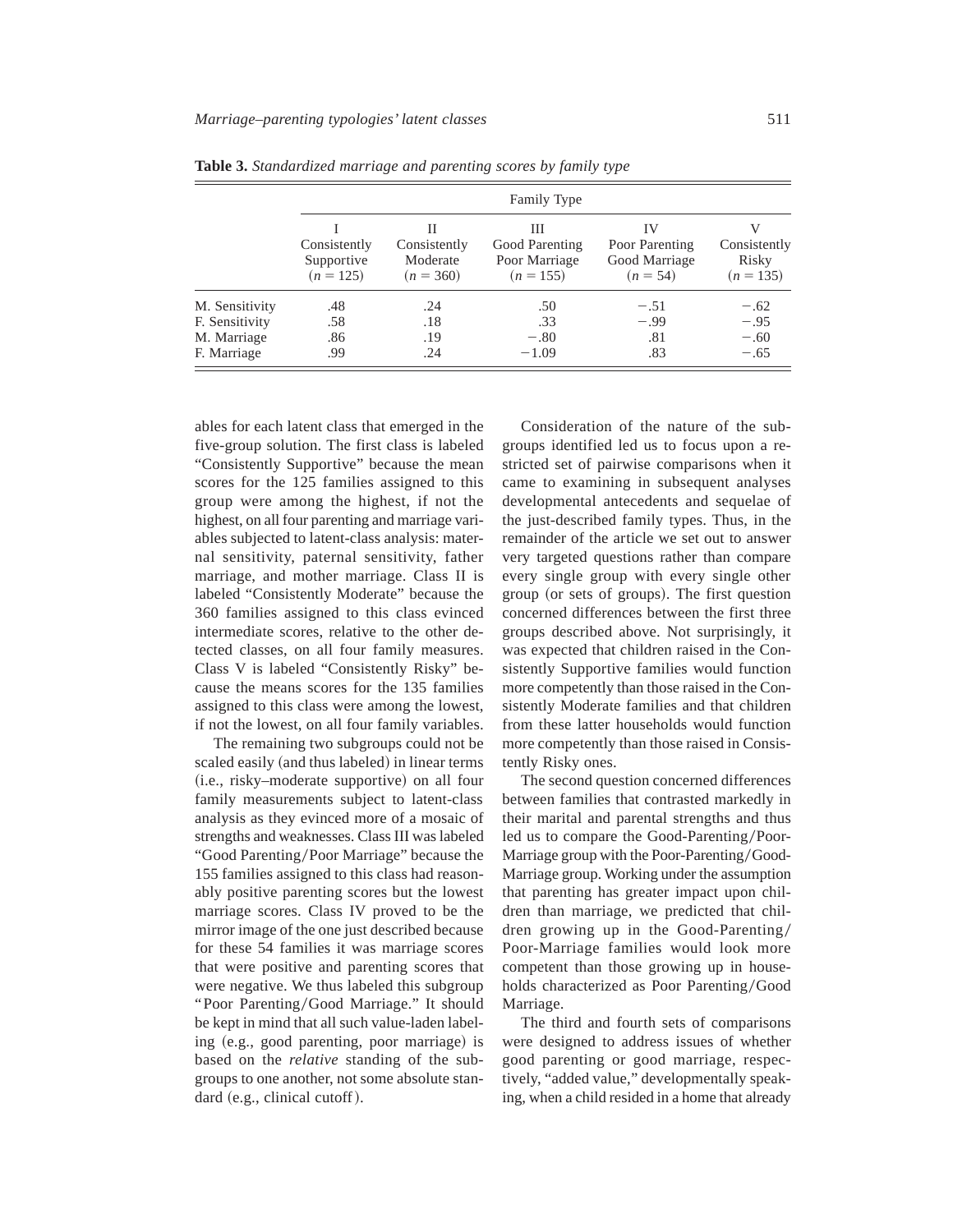**Table 3.** *Standardized marriage and parenting scores by family type*

| | Family Type | | | | |
|---|---|---|---|---|---|
| | I Consistently Supportive ($n = 125$) | II Consistently Moderate ($n = 360$) | III Good Parenting Poor Marriage ($n = 155$) | IV Poor Parenting Good Marriage ($n = 54$) | V Consistently Risky ($n = 135$) |
| M. Sensitivity | .48 | .24 | .50 | −.51 | −.62 |
| F. Sensitivity | .58 | .18 | .33 | −.99 | −.95 |
| M. Marriage | .86 | .19 | −.80 | .81 | −.60 |
| F. Marriage | .99 | .24 | −1.09 | .83 | −.65 |

ables for each latent class that emerged in the five-group solution. The first class is labeled "Consistently Supportive" because the mean scores for the 125 families assigned to this group were among the highest, if not the highest, on all four parenting and marriage variables subjected to latent-class analysis: maternal sensitivity, paternal sensitivity, father marriage, and mother marriage. Class II is labeled "Consistently Moderate" because the 360 families assigned to this class evinced intermediate scores, relative to the other detected classes, on all four family measures. Class V is labeled "Consistently Risky" because the means scores for the 135 families assigned to this class were among the lowest, if not the lowest, on all four family variables.

The remaining two subgroups could not be scaled easily (and thus labeled) in linear terms (i.e., risky–moderate supportive) on all four family measurements subject to latent-class analysis as they evinced more of a mosaic of strengths and weaknesses. Class III was labeled "Good Parenting/Poor Marriage" because the 155 families assigned to this class had reasonably positive parenting scores but the lowest marriage scores. Class IV proved to be the mirror image of the one just described because for these 54 families it was marriage scores that were positive and parenting scores that were negative. We thus labeled this subgroup "Poor Parenting/Good Marriage." It should be kept in mind that all such value-laden labeling (e.g., good parenting, poor marriage) is based on the *relative* standing of the subgroups to one another, not some absolute standard (e.g., clinical cutoff).

Consideration of the nature of the subgroups identified led us to focus upon a restricted set of pairwise comparisons when it came to examining in subsequent analyses developmental antecedents and sequelae of the just-described family types. Thus, in the remainder of the article we set out to answer very targeted questions rather than compare every single group with every single other group (or sets of groups). The first question concerned differences between the first three groups described above. Not surprisingly, it was expected that children raised in the Consistently Supportive families would function more competently than those raised in the Consistently Moderate families and that children from these latter households would function more competently than those raised in Consistently Risky ones.

The second question concerned differences between families that contrasted markedly in their marital and parental strengths and thus led us to compare the Good-Parenting/Poor-Marriage group with the Poor-Parenting/Good-Marriage group. Working under the assumption that parenting has greater impact upon children than marriage, we predicted that children growing up in the Good-Parenting/Poor-Marriage families would look more competent than those growing up in households characterized as Poor Parenting/Good Marriage.

The third and fourth sets of comparisons were designed to address issues of whether good parenting or good marriage, respectively, "added value," developmentally speaking, when a child resided in a home that already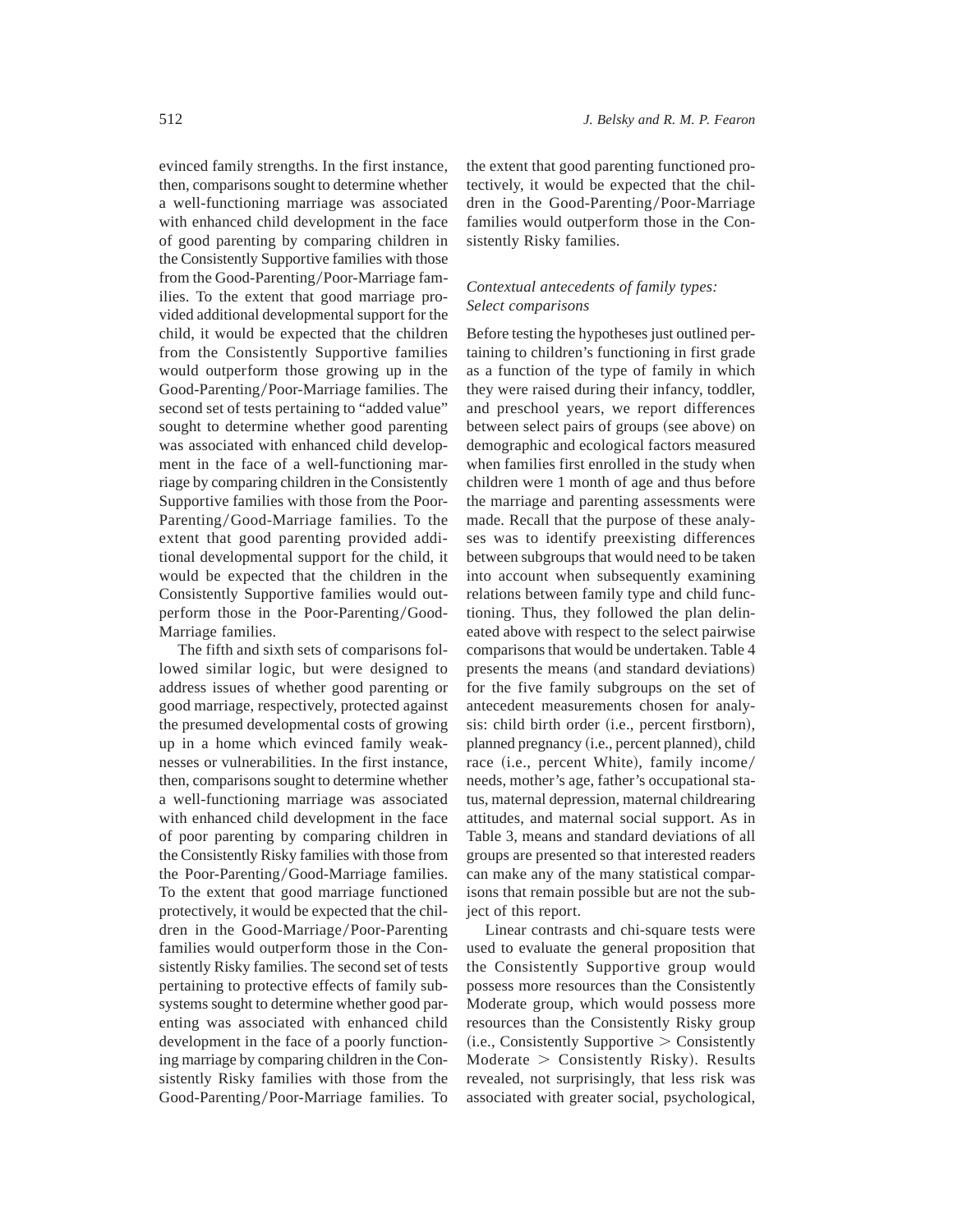evinced family strengths. In the first instance, then, comparisons sought to determine whether a well-functioning marriage was associated with enhanced child development in the face of good parenting by comparing children in the Consistently Supportive families with those from the Good-Parenting/Poor-Marriage families. To the extent that good marriage provided additional developmental support for the child, it would be expected that the children from the Consistently Supportive families would outperform those growing up in the Good-Parenting/Poor-Marriage families. The second set of tests pertaining to "added value" sought to determine whether good parenting was associated with enhanced child development in the face of a well-functioning marriage by comparing children in the Consistently Supportive families with those from the Poor-Parenting/Good-Marriage families. To the extent that good parenting provided additional developmental support for the child, it would be expected that the children in the Consistently Supportive families would outperform those in the Poor-Parenting/Good-Marriage families.

The fifth and sixth sets of comparisons followed similar logic, but were designed to address issues of whether good parenting or good marriage, respectively, protected against the presumed developmental costs of growing up in a home which evinced family weaknesses or vulnerabilities. In the first instance, then, comparisons sought to determine whether a well-functioning marriage was associated with enhanced child development in the face of poor parenting by comparing children in the Consistently Risky families with those from the Poor-Parenting/Good-Marriage families. To the extent that good marriage functioned protectively, it would be expected that the children in the Good-Marriage/Poor-Parenting families would outperform those in the Consistently Risky families. The second set of tests pertaining to protective effects of family subsystems sought to determine whether good parenting was associated with enhanced child development in the face of a poorly functioning marriage by comparing children in the Consistently Risky families with those from the Good-Parenting/Poor-Marriage families. To the extent that good parenting functioned protectively, it would be expected that the children in the Good-Parenting/Poor-Marriage families would outperform those in the Consistently Risky families.

### *Contextual antecedents of family types: Select comparisons*

Before testing the hypotheses just outlined pertaining to children's functioning in first grade as a function of the type of family in which they were raised during their infancy, toddler, and preschool years, we report differences between select pairs of groups (see above) on demographic and ecological factors measured when families first enrolled in the study when children were 1 month of age and thus before the marriage and parenting assessments were made. Recall that the purpose of these analyses was to identify preexisting differences between subgroups that would need to be taken into account when subsequently examining relations between family type and child functioning. Thus, they followed the plan delineated above with respect to the select pairwise comparisons that would be undertaken. Table 4 presents the means (and standard deviations) for the five family subgroups on the set of antecedent measurements chosen for analysis: child birth order (i.e., percent firstborn), planned pregnancy (i.e., percent planned), child race (i.e., percent White), family income/needs, mother's age, father's occupational status, maternal depression, maternal childrearing attitudes, and maternal social support. As in Table 3, means and standard deviations of all groups are presented so that interested readers can make any of the many statistical comparisons that remain possible but are not the subject of this report.

Linear contrasts and chi-square tests were used to evaluate the general proposition that the Consistently Supportive group would possess more resources than the Consistently Moderate group, which would possess more resources than the Consistently Risky group (i.e., Consistently Supportive > Consistently Moderate > Consistently Risky). Results revealed, not surprisingly, that less risk was associated with greater social, psychological,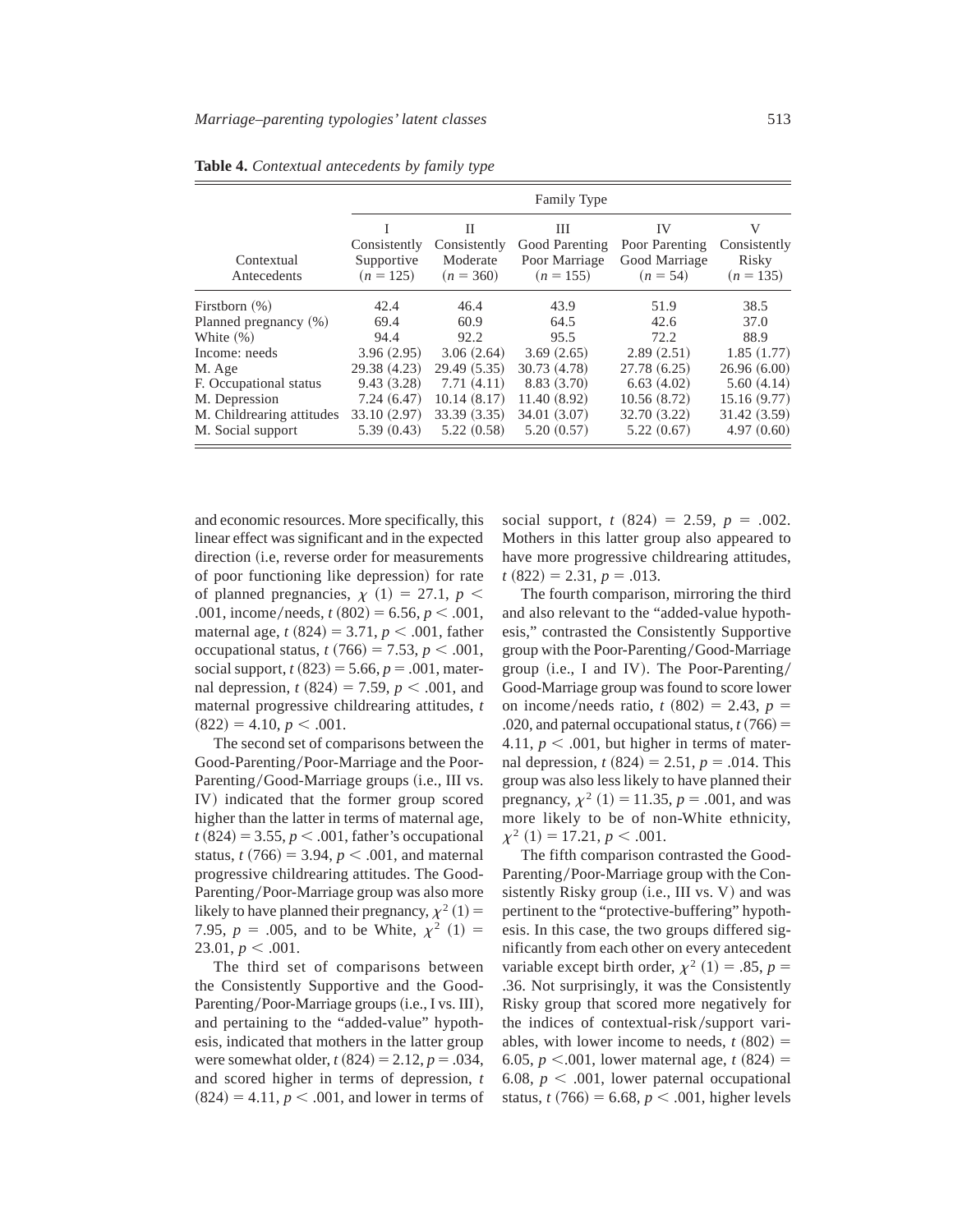**Table 4.** *Contextual antecedents by family type*

| Contextual Antecedents | Family Type | | | | |
|---|---|---|---|---|---|
| | I Consistently Supportive ($n = 125$) | II Consistently Moderate ($n = 360$) | III Good Parenting Poor Marriage ($n = 155$) | IV Poor Parenting Good Marriage ($n = 54$) | V Consistently Risky ($n = 135$) |
| Firstborn (%) | 42.4 | 46.4 | 43.9 | 51.9 | 38.5 |
| Planned pregnancy (%) | 69.4 | 60.9 | 64.5 | 42.6 | 37.0 |
| White (%) | 94.4 | 92.2 | 95.5 | 72.2 | 88.9 |
| Income: needs | 3.96 (2.95) | 3.06 (2.64) | 3.69 (2.65) | 2.89 (2.51) | 1.85 (1.77) |
| M. Age | 29.38 (4.23) | 29.49 (5.35) | 30.73 (4.78) | 27.78 (6.25) | 26.96 (6.00) |
| F. Occupational status | 9.43 (3.28) | 7.71 (4.11) | 8.83 (3.70) | 6.63 (4.02) | 5.60 (4.14) |
| M. Depression | 7.24 (6.47) | 10.14 (8.17) | 11.40 (8.92) | 10.56 (8.72) | 15.16 (9.77) |
| M. Childrearing attitudes | 33.10 (2.97) | 33.39 (3.35) | 34.01 (3.07) | 32.70 (3.22) | 31.42 (3.59) |
| M. Social support | 5.39 (0.43) | 5.22 (0.58) | 5.20 (0.57) | 5.22 (0.67) | 4.97 (0.60) |

and economic resources. More specifically, this linear effect was significant and in the expected direction (i.e, reverse order for measurements of poor functioning like depression) for rate of planned pregnancies, $\chi$ (1) = 27.1, $p <$ .001, income/needs, $t$ (802) = 6.56, $p < .001$, maternal age, $t$ (824) = 3.71, $p < .001$, father occupational status, $t$ (766) = 7.53, $p < .001$, social support, $t$ (823) = 5.66, $p = .001$, maternal depression, $t$ (824) = 7.59, $p < .001$, and maternal progressive childrearing attitudes, $t$ (822) = 4.10, $p < .001$.

The second set of comparisons between the Good-Parenting/Poor-Marriage and the Poor-Parenting/Good-Marriage groups (i.e., III vs. IV) indicated that the former group scored higher than the latter in terms of maternal age, $t$ (824) = 3.55, $p < .001$, father's occupational status, $t$ (766) = 3.94, $p < .001$, and maternal progressive childrearing attitudes. The Good-Parenting/Poor-Marriage group was also more likely to have planned their pregnancy, $\chi^2$ (1) = 7.95, $p = .005$, and to be White, $\chi^2$ (1) = 23.01, $p < .001$.

The third set of comparisons between the Consistently Supportive and the Good-Parenting/Poor-Marriage groups (i.e., I vs. III), and pertaining to the "added-value" hypothesis, indicated that mothers in the latter group were somewhat older, $t$ (824) = 2.12, $p = .034$, and scored higher in terms of depression, $t$ (824) = 4.11, $p < .001$, and lower in terms of social support, $t$ (824) = 2.59, $p = .002$. Mothers in this latter group also appeared to have more progressive childrearing attitudes, $t$ (822) = 2.31, $p = .013$.

The fourth comparison, mirroring the third and also relevant to the "added-value hypothesis," contrasted the Consistently Supportive group with the Poor-Parenting/Good-Marriage group (i.e., I and IV). The Poor-Parenting/Good-Marriage group was found to score lower on income/needs ratio, $t$ (802) = 2.43, $p =$ .020, and paternal occupational status, $t$ (766) = 4.11, $p < .001$, but higher in terms of maternal depression, $t$ (824) = 2.51, $p = .014$. This group was also less likely to have planned their pregnancy, $\chi^2$ (1) = 11.35, $p = .001$, and was more likely to be of non-White ethnicity, $\chi^2$ (1) = 17.21, $p < .001$.

The fifth comparison contrasted the Good-Parenting/Poor-Marriage group with the Consistently Risky group (i.e., III vs. V) and was pertinent to the "protective-buffering" hypothesis. In this case, the two groups differed significantly from each other on every antecedent variable except birth order, $\chi^2$ (1) = .85, $p =$ .36. Not surprisingly, it was the Consistently Risky group that scored more negatively for the indices of contextual-risk/support variables, with lower income to needs, $t$ (802) = 6.05, $p <$.001, lower maternal age, $t$ (824) = 6.08, $p < .001$, lower paternal occupational status, $t$ (766) = 6.68, $p < .001$, higher levels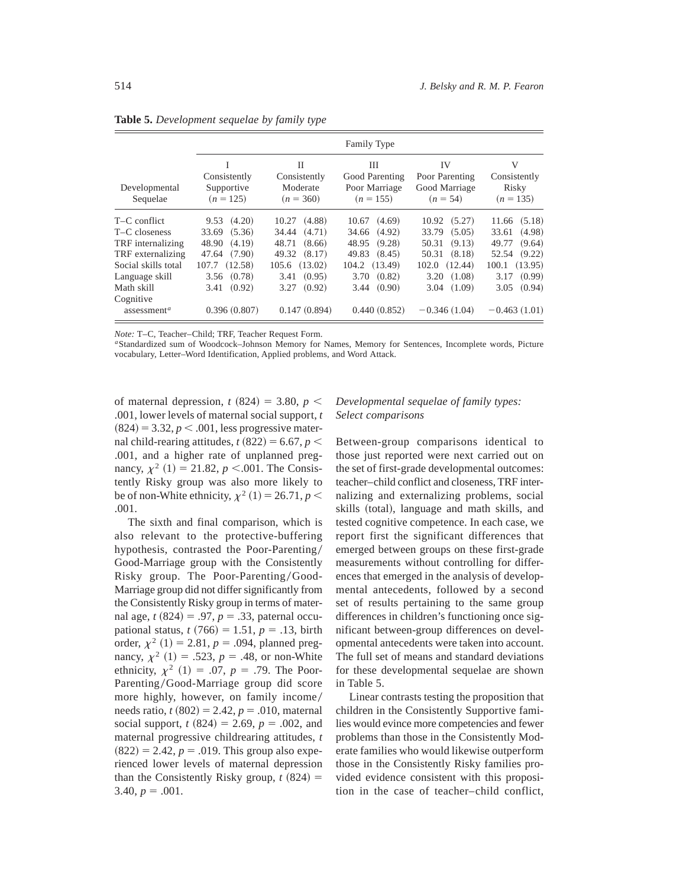**Table 5.** *Development sequelae by family type*

| Developmental Sequelae | Family Type | | | | |
|---|---|---|---|---|---|
| | I Consistently Supportive ($n = 125$) | II Consistently Moderate ($n = 360$) | III Good Parenting Poor Marriage ($n = 155$) | IV Poor Parenting Good Marriage ($n = 54$) | V Consistently Risky ($n = 135$) |
| T–C conflict | 9.53 (4.20) | 10.27 (4.88) | 10.67 (4.69) | 10.92 (5.27) | 11.66 (5.18) |
| T–C closeness | 33.69 (5.36) | 34.44 (4.71) | 34.66 (4.92) | 33.79 (5.05) | 33.61 (4.98) |
| TRF internalizing | 48.90 (4.19) | 48.71 (8.66) | 48.95 (9.28) | 50.31 (9.13) | 49.77 (9.64) |
| TRF externalizing | 47.64 (7.90) | 49.32 (8.17) | 49.83 (8.45) | 50.31 (8.18) | 52.54 (9.22) |
| Social skills total | 107.7 (12.58) | 105.6 (13.02) | 104.2 (13.49) | 102.0 (12.44) | 100.1 (13.95) |
| Language skill | 3.56 (0.78) | 3.41 (0.95) | 3.70 (0.82) | 3.20 (1.08) | 3.17 (0.99) |
| Math skill | 3.41 (0.92) | 3.27 (0.92) | 3.44 (0.90) | 3.04 (1.09) | 3.05 (0.94) |
| Cognitive assessment[a] | 0.396 (0.807) | 0.147 (0.894) | 0.440 (0.852) | −0.346 (1.04) | −0.463 (1.01) |

*Note:* T–C, Teacher–Child; TRF, Teacher Request Form.
[a]Standardized sum of Woodcock–Johnson Memory for Names, Memory for Sentences, Incomplete words, Picture vocabulary, Letter–Word Identification, Applied problems, and Word Attack.

of maternal depression, $t$ (824) = 3.80, $p <$ .001, lower levels of maternal social support, $t$ (824) = 3.32, $p <$ .001, less progressive maternal child-rearing attitudes, $t$ (822) = 6.67, $p <$ .001, and a higher rate of unplanned pregnancy, $\chi^2$ (1) = 21.82, $p <$.001. The Consistently Risky group was also more likely to be of non-White ethnicity, $\chi^2$ (1) = 26.71, $p <$ .001.

The sixth and final comparison, which is also relevant to the protective-buffering hypothesis, contrasted the Poor-Parenting/Good-Marriage group with the Consistently Risky group. The Poor-Parenting/Good-Marriage group did not differ significantly from the Consistently Risky group in terms of maternal age, $t$ (824) = .97, $p$ = .33, paternal occupational status, $t$ (766) = 1.51, $p$ = .13, birth order, $\chi^2$ (1) = 2.81, $p$ = .094, planned pregnancy, $\chi^2$ (1) = .523, $p$ = .48, or non-White ethnicity, $\chi^2$ (1) = .07, $p$ = .79. The Poor-Parenting/Good-Marriage group did score more highly, however, on family income/needs ratio, $t$ (802) = 2.42, $p$ = .010, maternal social support, $t$ (824) = 2.69, $p$ = .002, and maternal progressive childrearing attitudes, $t$ (822) = 2.42, $p$ = .019. This group also experienced lower levels of maternal depression than the Consistently Risky group, $t$ (824) = 3.40, $p$ = .001.

### *Developmental sequelae of family types: Select comparisons*

Between-group comparisons identical to those just reported were next carried out on the set of first-grade developmental outcomes: teacher–child conflict and closeness, TRF internalizing and externalizing problems, social skills (total), language and math skills, and tested cognitive competence. In each case, we report first the significant differences that emerged between groups on these first-grade measurements without controlling for differences that emerged in the analysis of developmental antecedents, followed by a second set of results pertaining to the same group differences in children's functioning once significant between-group differences on developmental antecedents were taken into account. The full set of means and standard deviations for these developmental sequelae are shown in Table 5.

Linear contrasts testing the proposition that children in the Consistently Supportive families would evince more competencies and fewer problems than those in the Consistently Moderate families who would likewise outperform those in the Consistently Risky families provided evidence consistent with this proposition in the case of teacher–child conflict,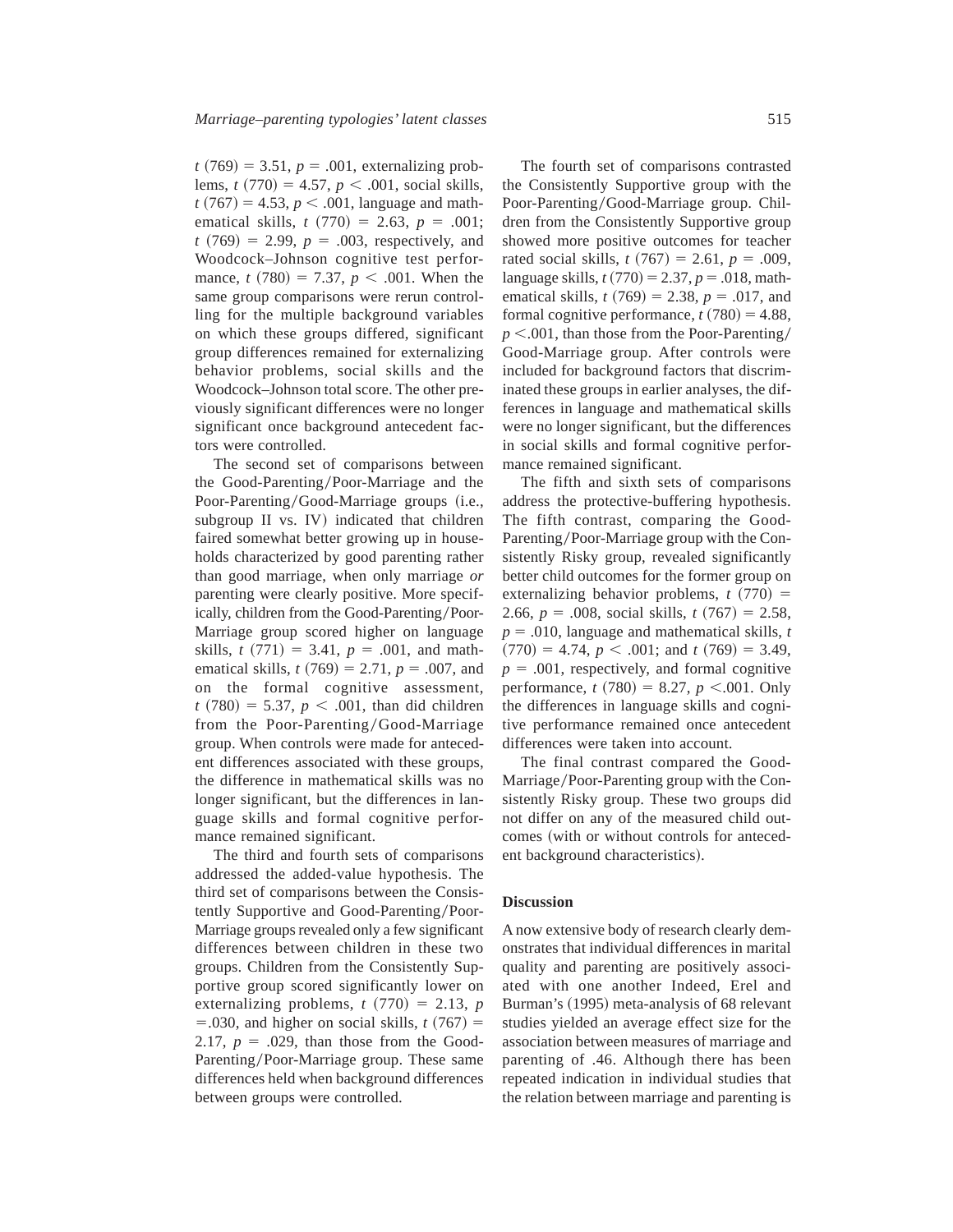$t$ (769) = 3.51, $p$ = .001, externalizing problems, $t$ (770) = 4.57, $p$ < .001, social skills, $t$ (767) = 4.53, $p$ < .001, language and mathematical skills, $t$ (770) = 2.63, $p$ = .001; $t$ (769) = 2.99, $p$ = .003, respectively, and Woodcock–Johnson cognitive test performance, $t$ (780) = 7.37, $p$ < .001. When the same group comparisons were rerun controlling for the multiple background variables on which these groups differed, significant group differences remained for externalizing behavior problems, social skills and the Woodcock–Johnson total score. The other previously significant differences were no longer significant once background antecedent factors were controlled.

The second set of comparisons between the Good-Parenting/Poor-Marriage and the Poor-Parenting/Good-Marriage groups (i.e., subgroup II vs. IV) indicated that children faired somewhat better growing up in households characterized by good parenting rather than good marriage, when only marriage *or* parenting were clearly positive. More specifically, children from the Good-Parenting/Poor-Marriage group scored higher on language skills, $t$ (771) = 3.41, $p$ = .001, and mathematical skills, $t$ (769) = 2.71, $p$ = .007, and on the formal cognitive assessment, $t$ (780) = 5.37, $p$ < .001, than did children from the Poor-Parenting/Good-Marriage group. When controls were made for antecedent differences associated with these groups, the difference in mathematical skills was no longer significant, but the differences in language skills and formal cognitive performance remained significant.

The third and fourth sets of comparisons addressed the added-value hypothesis. The third set of comparisons between the Consistently Supportive and Good-Parenting/Poor-Marriage groups revealed only a few significant differences between children in these two groups. Children from the Consistently Supportive group scored significantly lower on externalizing problems, $t$ (770) = 2.13, $p$ =.030, and higher on social skills, $t$ (767) = 2.17, $p$ = .029, than those from the Good-Parenting/Poor-Marriage group. These same differences held when background differences between groups were controlled.

The fourth set of comparisons contrasted the Consistently Supportive group with the Poor-Parenting/Good-Marriage group. Children from the Consistently Supportive group showed more positive outcomes for teacher rated social skills, $t$ (767) = 2.61, $p$ = .009, language skills, $t$ (770) = 2.37, $p$ = .018, mathematical skills, $t$ (769) = 2.38, $p$ = .017, and formal cognitive performance, $t$ (780) = 4.88, $p$ <.001, than those from the Poor-Parenting/Good-Marriage group. After controls were included for background factors that discriminated these groups in earlier analyses, the differences in language and mathematical skills were no longer significant, but the differences in social skills and formal cognitive performance remained significant.

The fifth and sixth sets of comparisons address the protective-buffering hypothesis. The fifth contrast, comparing the Good-Parenting/Poor-Marriage group with the Consistently Risky group, revealed significantly better child outcomes for the former group on externalizing behavior problems, $t$ (770) = 2.66, $p$ = .008, social skills, $t$ (767) = 2.58, $p$ = .010, language and mathematical skills, $t$ (770) = 4.74, $p$ < .001; and $t$ (769) = 3.49, $p$ = .001, respectively, and formal cognitive performance, $t$ (780) = 8.27, $p$ <.001. Only the differences in language skills and cognitive performance remained once antecedent differences were taken into account.

The final contrast compared the Good-Marriage/Poor-Parenting group with the Consistently Risky group. These two groups did not differ on any of the measured child outcomes (with or without controls for antecedent background characteristics).

## Discussion

A now extensive body of research clearly demonstrates that individual differences in marital quality and parenting are positively associated with one another Indeed, Erel and Burman's (1995) meta-analysis of 68 relevant studies yielded an average effect size for the association between measures of marriage and parenting of .46. Although there has been repeated indication in individual studies that the relation between marriage and parenting is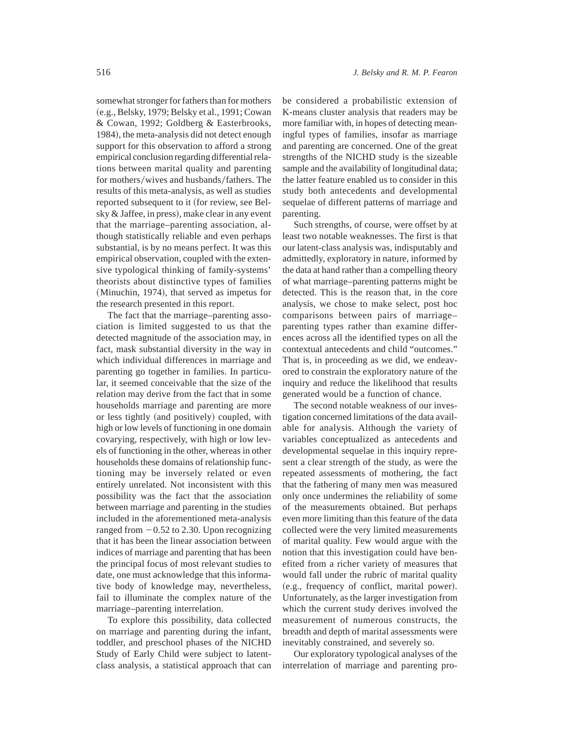somewhat stronger for fathers than for mothers (e.g., Belsky, 1979; Belsky et al., 1991; Cowan & Cowan, 1992; Goldberg & Easterbrooks, 1984), the meta-analysis did not detect enough support for this observation to afford a strong empirical conclusion regarding differential relations between marital quality and parenting for mothers/wives and husbands/fathers. The results of this meta-analysis, as well as studies reported subsequent to it (for review, see Belsky & Jaffee, in press), make clear in any event that the marriage–parenting association, although statistically reliable and even perhaps substantial, is by no means perfect. It was this empirical observation, coupled with the extensive typological thinking of family-systems' theorists about distinctive types of families (Minuchin, 1974), that served as impetus for the research presented in this report.

The fact that the marriage–parenting association is limited suggested to us that the detected magnitude of the association may, in fact, mask substantial diversity in the way in which individual differences in marriage and parenting go together in families. In particular, it seemed conceivable that the size of the relation may derive from the fact that in some households marriage and parenting are more or less tightly (and positively) coupled, with high or low levels of functioning in one domain covarying, respectively, with high or low levels of functioning in the other, whereas in other households these domains of relationship functioning may be inversely related or even entirely unrelated. Not inconsistent with this possibility was the fact that the association between marriage and parenting in the studies included in the aforementioned meta-analysis ranged from $-0.52$ to 2.30. Upon recognizing that it has been the linear association between indices of marriage and parenting that has been the principal focus of most relevant studies to date, one must acknowledge that this informative body of knowledge may, nevertheless, fail to illuminate the complex nature of the marriage–parenting interrelation.

To explore this possibility, data collected on marriage and parenting during the infant, toddler, and preschool phases of the NICHD Study of Early Child were subject to latent-class analysis, a statistical approach that can be considered a probabilistic extension of K-means cluster analysis that readers may be more familiar with, in hopes of detecting meaningful types of families, insofar as marriage and parenting are concerned. One of the great strengths of the NICHD study is the sizeable sample and the availability of longitudinal data; the latter feature enabled us to consider in this study both antecedents and developmental sequelae of different patterns of marriage and parenting.

Such strengths, of course, were offset by at least two notable weaknesses. The first is that our latent-class analysis was, indisputably and admittedly, exploratory in nature, informed by the data at hand rather than a compelling theory of what marriage–parenting patterns might be detected. This is the reason that, in the core analysis, we chose to make select, post hoc comparisons between pairs of marriage–parenting types rather than examine differences across all the identified types on all the contextual antecedents and child "outcomes." That is, in proceeding as we did, we endeavored to constrain the exploratory nature of the inquiry and reduce the likelihood that results generated would be a function of chance.

The second notable weakness of our investigation concerned limitations of the data available for analysis. Although the variety of variables conceptualized as antecedents and developmental sequelae in this inquiry represent a clear strength of the study, as were the repeated assessments of mothering, the fact that the fathering of many men was measured only once undermines the reliability of some of the measurements obtained. But perhaps even more limiting than this feature of the data collected were the very limited measurements of marital quality. Few would argue with the notion that this investigation could have benefited from a richer variety of measures that would fall under the rubric of marital quality (e.g., frequency of conflict, marital power). Unfortunately, as the larger investigation from which the current study derives involved the measurement of numerous constructs, the breadth and depth of marital assessments were inevitably constrained, and severely so.

Our exploratory typological analyses of the interrelation of marriage and parenting pro-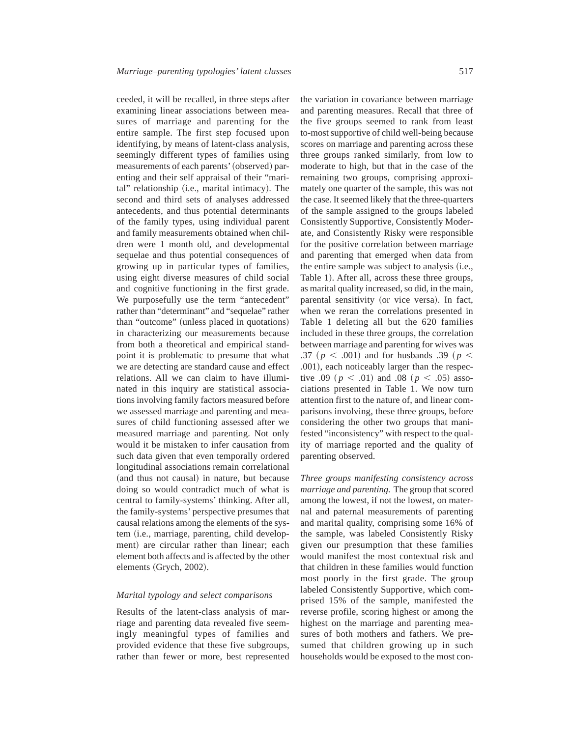ceeded, it will be recalled, in three steps after examining linear associations between measures of marriage and parenting for the entire sample. The first step focused upon identifying, by means of latent-class analysis, seemingly different types of families using measurements of each parents' (observed) parenting and their self appraisal of their "marital" relationship (i.e., marital intimacy). The second and third sets of analyses addressed antecedents, and thus potential determinants of the family types, using individual parent and family measurements obtained when children were 1 month old, and developmental sequelae and thus potential consequences of growing up in particular types of families, using eight diverse measures of child social and cognitive functioning in the first grade. We purposefully use the term "antecedent" rather than "determinant" and "sequelae" rather than "outcome" (unless placed in quotations) in characterizing our measurements because from both a theoretical and empirical standpoint it is problematic to presume that what we are detecting are standard cause and effect relations. All we can claim to have illuminated in this inquiry are statistical associations involving family factors measured before we assessed marriage and parenting and measures of child functioning assessed after we measured marriage and parenting. Not only would it be mistaken to infer causation from such data given that even temporally ordered longitudinal associations remain correlational (and thus not causal) in nature, but because doing so would contradict much of what is central to family-systems' thinking. After all, the family-systems' perspective presumes that causal relations among the elements of the system (i.e., marriage, parenting, child development) are circular rather than linear; each element both affects and is affected by the other elements (Grych, 2002).

### *Marital typology and select comparisons*

Results of the latent-class analysis of marriage and parenting data revealed five seemingly meaningful types of families and provided evidence that these five subgroups, rather than fewer or more, best represented the variation in covariance between marriage and parenting measures. Recall that three of the five groups seemed to rank from least to-most supportive of child well-being because scores on marriage and parenting across these three groups ranked similarly, from low to moderate to high, but that in the case of the remaining two groups, comprising approximately one quarter of the sample, this was not the case. It seemed likely that the three-quarters of the sample assigned to the groups labeled Consistently Supportive, Consistently Moderate, and Consistently Risky were responsible for the positive correlation between marriage and parenting that emerged when data from the entire sample was subject to analysis (i.e., Table 1). After all, across these three groups, as marital quality increased, so did, in the main, parental sensitivity (or vice versa). In fact, when we reran the correlations presented in Table 1 deleting all but the 620 families included in these three groups, the correlation between marriage and parenting for wives was .37 ($p < .001$) and for husbands .39 ($p < .001$), each noticeably larger than the respective .09 ($p < .01$) and .08 ($p < .05$) associations presented in Table 1. We now turn attention first to the nature of, and linear comparisons involving, these three groups, before considering the other two groups that manifested "inconsistency" with respect to the quality of marriage reported and the quality of parenting observed.

*Three groups manifesting consistency across marriage and parenting.* The group that scored among the lowest, if not the lowest, on maternal and paternal measurements of parenting and marital quality, comprising some 16% of the sample, was labeled Consistently Risky given our presumption that these families would manifest the most contextual risk and that children in these families would function most poorly in the first grade. The group labeled Consistently Supportive, which comprised 15% of the sample, manifested the reverse profile, scoring highest or among the highest on the marriage and parenting measures of both mothers and fathers. We presumed that children growing up in such households would be exposed to the most con-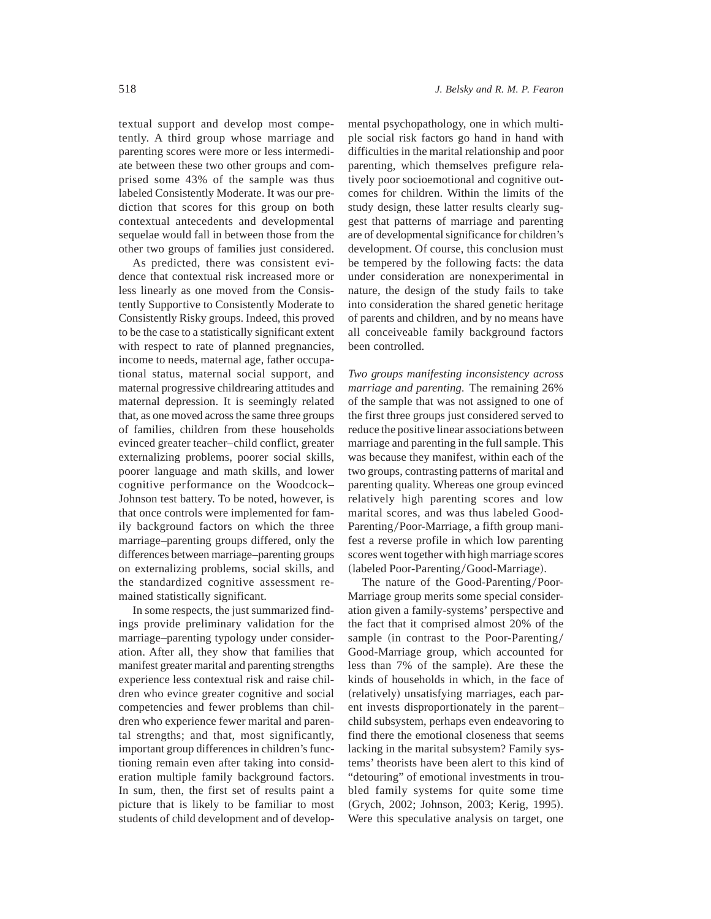textual support and develop most competently. A third group whose marriage and parenting scores were more or less intermediate between these two other groups and comprised some 43% of the sample was thus labeled Consistently Moderate. It was our prediction that scores for this group on both contextual antecedents and developmental sequelae would fall in between those from the other two groups of families just considered.

As predicted, there was consistent evidence that contextual risk increased more or less linearly as one moved from the Consistently Supportive to Consistently Moderate to Consistently Risky groups. Indeed, this proved to be the case to a statistically significant extent with respect to rate of planned pregnancies, income to needs, maternal age, father occupational status, maternal social support, and maternal progressive childrearing attitudes and maternal depression. It is seemingly related that, as one moved across the same three groups of families, children from these households evinced greater teacher–child conflict, greater externalizing problems, poorer social skills, poorer language and math skills, and lower cognitive performance on the Woodcock–Johnson test battery. To be noted, however, is that once controls were implemented for family background factors on which the three marriage–parenting groups differed, only the differences between marriage–parenting groups on externalizing problems, social skills, and the standardized cognitive assessment remained statistically significant.

In some respects, the just summarized findings provide preliminary validation for the marriage–parenting typology under consideration. After all, they show that families that manifest greater marital and parenting strengths experience less contextual risk and raise children who evince greater cognitive and social competencies and fewer problems than children who experience fewer marital and parental strengths; and that, most significantly, important group differences in children's functioning remain even after taking into consideration multiple family background factors. In sum, then, the first set of results paint a picture that is likely to be familiar to most students of child development and of developmental psychopathology, one in which multiple social risk factors go hand in hand with difficulties in the marital relationship and poor parenting, which themselves prefigure relatively poor socioemotional and cognitive outcomes for children. Within the limits of the study design, these latter results clearly suggest that patterns of marriage and parenting are of developmental significance for children's development. Of course, this conclusion must be tempered by the following facts: the data under consideration are nonexperimental in nature, the design of the study fails to take into consideration the shared genetic heritage of parents and children, and by no means have all conceiveable family background factors been controlled.

*Two groups manifesting inconsistency across marriage and parenting.* The remaining 26% of the sample that was not assigned to one of the first three groups just considered served to reduce the positive linear associations between marriage and parenting in the full sample. This was because they manifest, within each of the two groups, contrasting patterns of marital and parenting quality. Whereas one group evinced relatively high parenting scores and low marital scores, and was thus labeled Good-Parenting/Poor-Marriage, a fifth group manifest a reverse profile in which low parenting scores went together with high marriage scores (labeled Poor-Parenting/Good-Marriage).

The nature of the Good-Parenting/Poor-Marriage group merits some special consideration given a family-systems' perspective and the fact that it comprised almost 20% of the sample (in contrast to the Poor-Parenting/Good-Marriage group, which accounted for less than 7% of the sample). Are these the kinds of households in which, in the face of (relatively) unsatisfying marriages, each parent invests disproportionately in the parent–child subsystem, perhaps even endeavoring to find there the emotional closeness that seems lacking in the marital subsystem? Family systems' theorists have been alert to this kind of "detouring" of emotional investments in troubled family systems for quite some time (Grych, 2002; Johnson, 2003; Kerig, 1995). Were this speculative analysis on target, one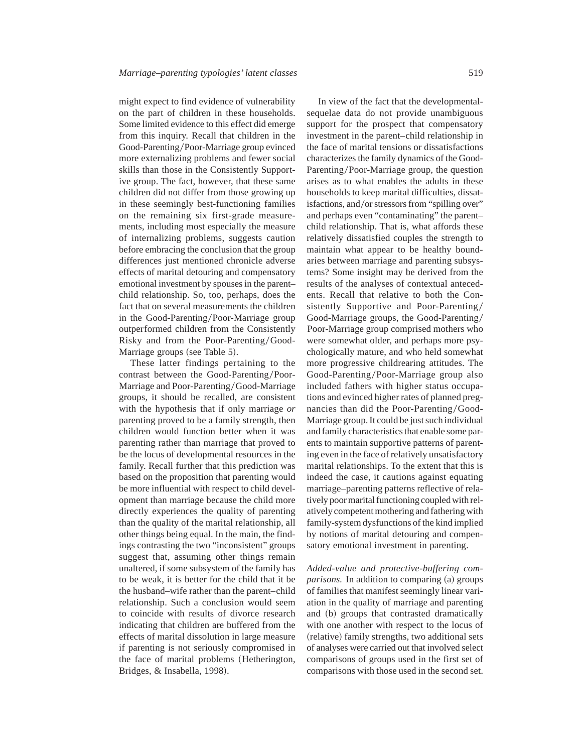might expect to find evidence of vulnerability on the part of children in these households. Some limited evidence to this effect did emerge from this inquiry. Recall that children in the Good-Parenting/Poor-Marriage group evinced more externalizing problems and fewer social skills than those in the Consistently Supportive group. The fact, however, that these same children did not differ from those growing up in these seemingly best-functioning families on the remaining six first-grade measurements, including most especially the measure of internalizing problems, suggests caution before embracing the conclusion that the group differences just mentioned chronicle adverse effects of marital detouring and compensatory emotional investment by spouses in the parent–child relationship. So, too, perhaps, does the fact that on several measurements the children in the Good-Parenting/Poor-Marriage group outperformed children from the Consistently Risky and from the Poor-Parenting/Good-Marriage groups (see Table 5).

These latter findings pertaining to the contrast between the Good-Parenting/Poor-Marriage and Poor-Parenting/Good-Marriage groups, it should be recalled, are consistent with the hypothesis that if only marriage *or* parenting proved to be a family strength, then children would function better when it was parenting rather than marriage that proved to be the locus of developmental resources in the family. Recall further that this prediction was based on the proposition that parenting would be more influential with respect to child development than marriage because the child more directly experiences the quality of parenting than the quality of the marital relationship, all other things being equal. In the main, the findings contrasting the two "inconsistent" groups suggest that, assuming other things remain unaltered, if some subsystem of the family has to be weak, it is better for the child that it be the husband–wife rather than the parent–child relationship. Such a conclusion would seem to coincide with results of divorce research indicating that children are buffered from the effects of marital dissolution in large measure if parenting is not seriously compromised in the face of marital problems (Hetherington, Bridges, & Insabella, 1998).

In view of the fact that the developmental-sequelae data do not provide unambiguous support for the prospect that compensatory investment in the parent–child relationship in the face of marital tensions or dissatisfactions characterizes the family dynamics of the Good-Parenting/Poor-Marriage group, the question arises as to what enables the adults in these households to keep marital difficulties, dissatisfactions, and/or stressors from "spilling over" and perhaps even "contaminating" the parent–child relationship. That is, what affords these relatively dissatisfied couples the strength to maintain what appear to be healthy boundaries between marriage and parenting subsystems? Some insight may be derived from the results of the analyses of contextual antecedents. Recall that relative to both the Consistently Supportive and Poor-Parenting/Good-Marriage groups, the Good-Parenting/Poor-Marriage group comprised mothers who were somewhat older, and perhaps more psychologically mature, and who held somewhat more progressive childrearing attitudes. The Good-Parenting/Poor-Marriage group also included fathers with higher status occupations and evinced higher rates of planned pregnancies than did the Poor-Parenting/Good-Marriage group. It could be just such individual and family characteristics that enable some parents to maintain supportive patterns of parenting even in the face of relatively unsatisfactory marital relationships. To the extent that this is indeed the case, it cautions against equating marriage–parenting patterns reflective of relatively poor marital functioning coupled with relatively competent mothering and fathering with family-system dysfunctions of the kind implied by notions of marital detouring and compensatory emotional investment in parenting.

*Added-value and protective-buffering comparisons.* In addition to comparing (a) groups of families that manifest seemingly linear variation in the quality of marriage and parenting and (b) groups that contrasted dramatically with one another with respect to the locus of (relative) family strengths, two additional sets of analyses were carried out that involved select comparisons of groups used in the first set of comparisons with those used in the second set.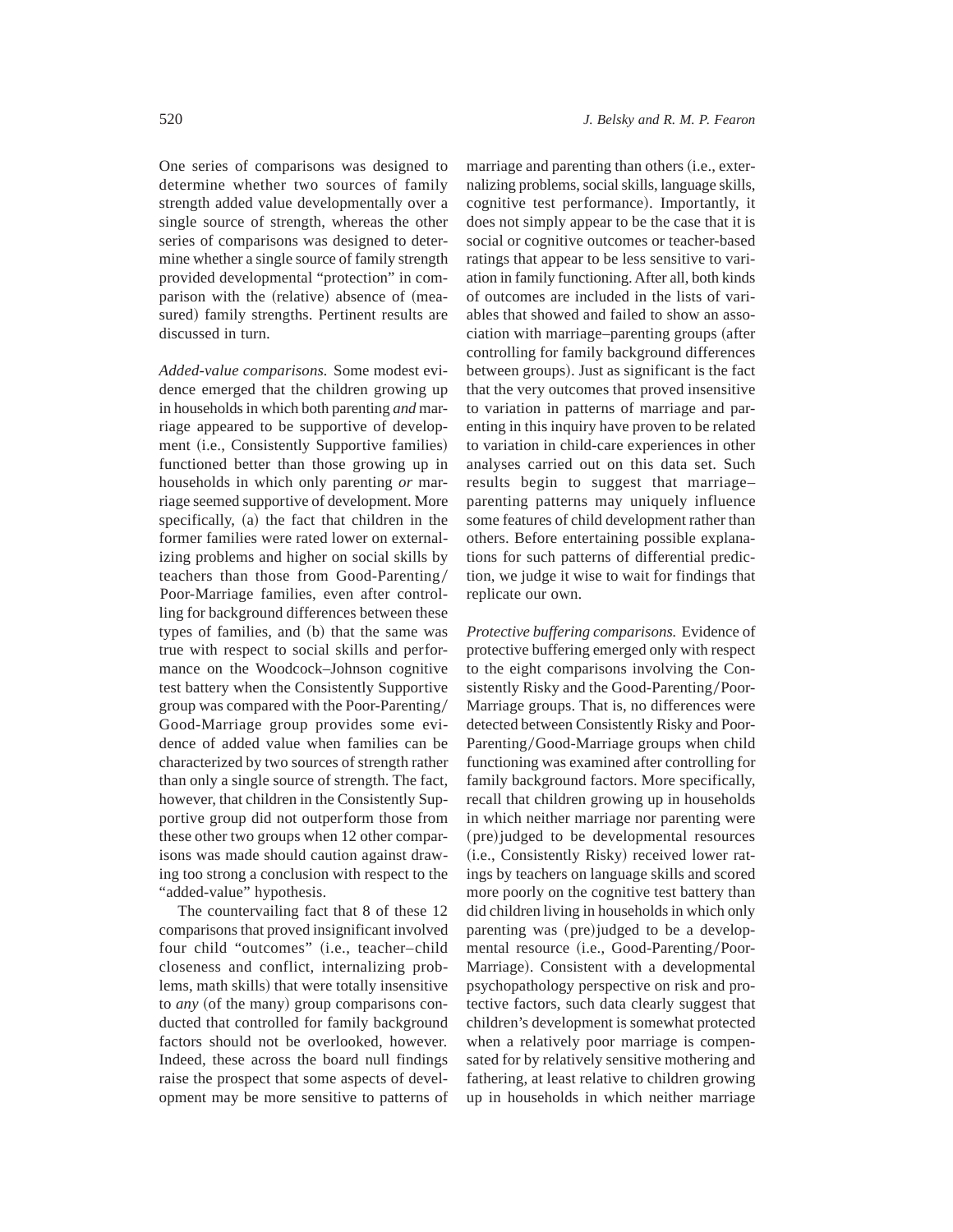One series of comparisons was designed to determine whether two sources of family strength added value developmentally over a single source of strength, whereas the other series of comparisons was designed to determine whether a single source of family strength provided developmental "protection" in comparison with the (relative) absence of (measured) family strengths. Pertinent results are discussed in turn.

*Added-value comparisons.* Some modest evidence emerged that the children growing up in households in which both parenting *and* marriage appeared to be supportive of development (i.e., Consistently Supportive families) functioned better than those growing up in households in which only parenting *or* marriage seemed supportive of development. More specifically, (a) the fact that children in the former families were rated lower on externalizing problems and higher on social skills by teachers than those from Good-Parenting/Poor-Marriage families, even after controlling for background differences between these types of families, and (b) that the same was true with respect to social skills and performance on the Woodcock–Johnson cognitive test battery when the Consistently Supportive group was compared with the Poor-Parenting/Good-Marriage group provides some evidence of added value when families can be characterized by two sources of strength rather than only a single source of strength. The fact, however, that children in the Consistently Supportive group did not outperform those from these other two groups when 12 other comparisons was made should caution against drawing too strong a conclusion with respect to the "added-value" hypothesis.

The countervailing fact that 8 of these 12 comparisons that proved insignificant involved four child "outcomes" (i.e., teacher–child closeness and conflict, internalizing problems, math skills) that were totally insensitive to *any* (of the many) group comparisons conducted that controlled for family background factors should not be overlooked, however. Indeed, these across the board null findings raise the prospect that some aspects of development may be more sensitive to patterns of marriage and parenting than others (i.e., externalizing problems, social skills, language skills, cognitive test performance). Importantly, it does not simply appear to be the case that it is social or cognitive outcomes or teacher-based ratings that appear to be less sensitive to variation in family functioning. After all, both kinds of outcomes are included in the lists of variables that showed and failed to show an association with marriage–parenting groups (after controlling for family background differences between groups). Just as significant is the fact that the very outcomes that proved insensitive to variation in patterns of marriage and parenting in this inquiry have proven to be related to variation in child-care experiences in other analyses carried out on this data set. Such results begin to suggest that marriage–parenting patterns may uniquely influence some features of child development rather than others. Before entertaining possible explanations for such patterns of differential prediction, we judge it wise to wait for findings that replicate our own.

*Protective buffering comparisons.* Evidence of protective buffering emerged only with respect to the eight comparisons involving the Consistently Risky and the Good-Parenting/Poor-Marriage groups. That is, no differences were detected between Consistently Risky and Poor-Parenting/Good-Marriage groups when child functioning was examined after controlling for family background factors. More specifically, recall that children growing up in households in which neither marriage nor parenting were (pre)judged to be developmental resources (i.e., Consistently Risky) received lower ratings by teachers on language skills and scored more poorly on the cognitive test battery than did children living in households in which only parenting was (pre)judged to be a developmental resource (i.e., Good-Parenting/Poor-Marriage). Consistent with a developmental psychopathology perspective on risk and protective factors, such data clearly suggest that children's development is somewhat protected when a relatively poor marriage is compensated for by relatively sensitive mothering and fathering, at least relative to children growing up in households in which neither marriage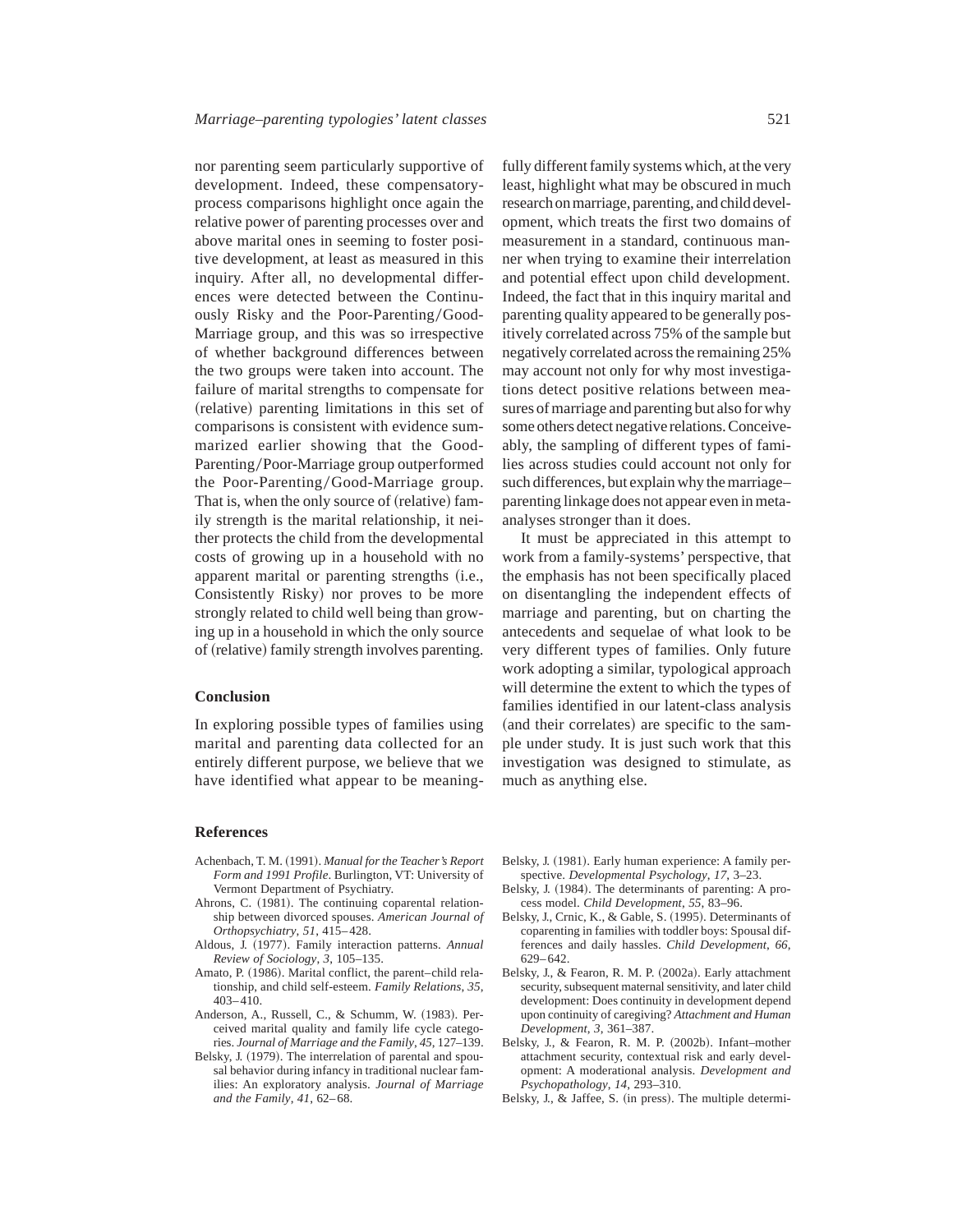nor parenting seem particularly supportive of development. Indeed, these compensatory-process comparisons highlight once again the relative power of parenting processes over and above marital ones in seeming to foster positive development, at least as measured in this inquiry. After all, no developmental differences were detected between the Continuously Risky and the Poor-Parenting/Good-Marriage group, and this was so irrespective of whether background differences between the two groups were taken into account. The failure of marital strengths to compensate for (relative) parenting limitations in this set of comparisons is consistent with evidence summarized earlier showing that the Good-Parenting/Poor-Marriage group outperformed the Poor-Parenting/Good-Marriage group. That is, when the only source of (relative) family strength is the marital relationship, it neither protects the child from the developmental costs of growing up in a household with no apparent marital or parenting strengths (i.e., Consistently Risky) nor proves to be more strongly related to child well being than growing up in a household in which the only source of (relative) family strength involves parenting.

## Conclusion

In exploring possible types of families using marital and parenting data collected for an entirely different purpose, we believe that we have identified what appear to be meaningfully different family systems which, at the very least, highlight what may be obscured in much research on marriage, parenting, and child development, which treats the first two domains of measurement in a standard, continuous manner when trying to examine their interrelation and potential effect upon child development. Indeed, the fact that in this inquiry marital and parenting quality appeared to be generally positively correlated across 75% of the sample but negatively correlated across the remaining 25% may account not only for why most investigations detect positive relations between measures of marriage and parenting but also for why some others detect negative relations. Conceiveably, the sampling of different types of families across studies could account not only for such differences, but explain why the marriage–parenting linkage does not appear even in meta-analyses stronger than it does.

It must be appreciated in this attempt to work from a family-systems' perspective, that the emphasis has not been specifically placed on disentangling the independent effects of marriage and parenting, but on charting the antecedents and sequelae of what look to be very different types of families. Only future work adopting a similar, typological approach will determine the extent to which the types of families identified in our latent-class analysis (and their correlates) are specific to the sample under study. It is just such work that this investigation was designed to stimulate, as much as anything else.

## References

Achenbach, T. M. (1991). *Manual for the Teacher's Report Form and 1991 Profile*. Burlington, VT: University of Vermont Department of Psychiatry.

Ahrons, C. (1981). The continuing coparental relationship between divorced spouses. *American Journal of Orthopsychiatry*, *51*, 415–428.

Aldous, J. (1977). Family interaction patterns. *Annual Review of Sociology*, *3*, 105–135.

Amato, P. (1986). Marital conflict, the parent–child relationship, and child self-esteem. *Family Relations*, *35*, 403–410.

Anderson, A., Russell, C., & Schumm, W. (1983). Perceived marital quality and family life cycle categories. *Journal of Marriage and the Family*, *45*, 127–139.

Belsky, J. (1979). The interrelation of parental and spousal behavior during infancy in traditional nuclear families: An exploratory analysis. *Journal of Marriage and the Family*, *41*, 62–68.

Belsky, J. (1981). Early human experience: A family perspective. *Developmental Psychology*, *17*, 3–23.

Belsky, J. (1984). The determinants of parenting: A process model. *Child Development*, *55*, 83–96.

Belsky, J., Crnic, K., & Gable, S. (1995). Determinants of coparenting in families with toddler boys: Spousal differences and daily hassles. *Child Development*, *66*, 629–642.

Belsky, J., & Fearon, R. M. P. (2002a). Early attachment security, subsequent maternal sensitivity, and later child development: Does continuity in development depend upon continuity of caregiving? *Attachment and Human Development*, *3*, 361–387.

Belsky, J., & Fearon, R. M. P. (2002b). Infant–mother attachment security, contextual risk and early development: A moderational analysis. *Development and Psychopathology*, *14*, 293–310.

Belsky, J., & Jaffee, S. (in press). The multiple determi-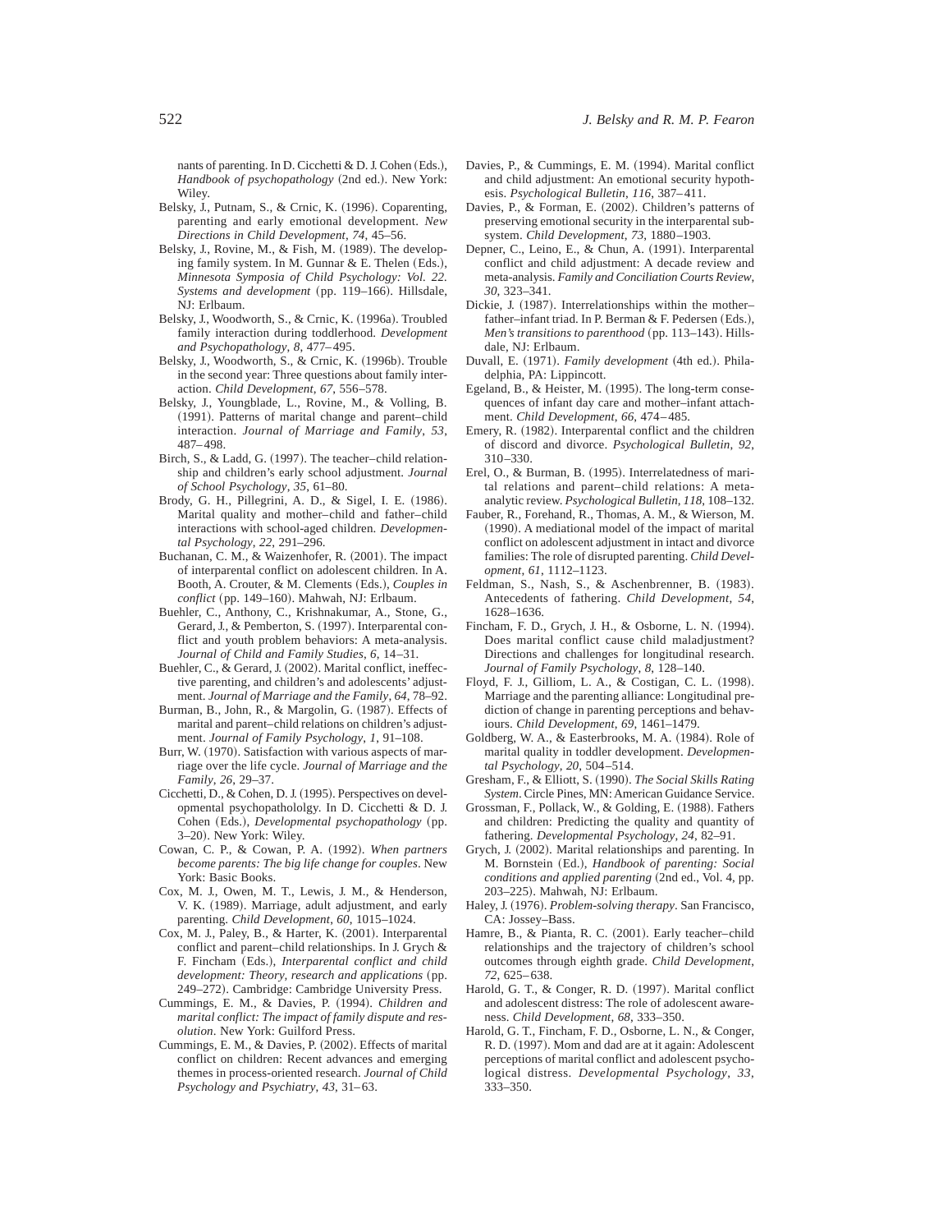nants of parenting. In D. Cicchetti & D. J. Cohen (Eds.), *Handbook of psychopathology* (2nd ed.). New York: Wiley.

Belsky, J., Putnam, S., & Crnic, K. (1996). Coparenting, parenting and early emotional development. *New Directions in Child Development*, *74*, 45–56.

Belsky, J., Rovine, M., & Fish, M. (1989). The developing family system. In M. Gunnar & E. Thelen (Eds.), *Minnesota Symposia of Child Psychology: Vol. 22. Systems and development* (pp. 119–166). Hillsdale, NJ: Erlbaum.

Belsky, J., Woodworth, S., & Crnic, K. (1996a). Troubled family interaction during toddlerhood. *Development and Psychopathology*, *8*, 477–495.

Belsky, J., Woodworth, S., & Crnic, K. (1996b). Trouble in the second year: Three questions about family interaction. *Child Development*, *67*, 556–578.

Belsky, J., Youngblade, L., Rovine, M., & Volling, B. (1991). Patterns of marital change and parent–child interaction. *Journal of Marriage and Family*, *53*, 487–498.

Birch, S., & Ladd, G. (1997). The teacher–child relationship and children's early school adjustment. *Journal of School Psychology*, *35*, 61–80.

Brody, G. H., Pillegrini, A. D., & Sigel, I. E. (1986). Marital quality and mother–child and father–child interactions with school-aged children. *Developmental Psychology*, *22*, 291–296.

Buchanan, C. M., & Waizenhofer, R. (2001). The impact of interparental conflict on adolescent children. In A. Booth, A. Crouter, & M. Clements (Eds.), *Couples in conflict* (pp. 149–160). Mahwah, NJ: Erlbaum.

Buehler, C., Anthony, C., Krishnakumar, A., Stone, G., Gerard, J., & Pemberton, S. (1997). Interparental conflict and youth problem behaviors: A meta-analysis. *Journal of Child and Family Studies*, *6*, 14–31.

Buehler, C., & Gerard, J. (2002). Marital conflict, ineffective parenting, and children's and adolescents' adjustment. *Journal of Marriage and the Family*, *64*, 78–92.

Burman, B., John, R., & Margolin, G. (1987). Effects of marital and parent–child relations on children's adjustment. *Journal of Family Psychology*, *1*, 91–108.

Burr, W. (1970). Satisfaction with various aspects of marriage over the life cycle. *Journal of Marriage and the Family*, *26*, 29–37.

Cicchetti, D., & Cohen, D. J. (1995). Perspectives on developmental psychopatholoIgy. In D. Cicchetti & D. J. Cohen (Eds.), *Developmental psychopathology* (pp. 3–20). New York: Wiley.

Cowan, C. P., & Cowan, P. A. (1992). *When partners become parents: The big life change for couples*. New York: Basic Books.

Cox, M. J., Owen, M. T., Lewis, J. M., & Henderson, V. K. (1989). Marriage, adult adjustment, and early parenting. *Child Development*, *60*, 1015–1024.

Cox, M. J., Paley, B., & Harter, K. (2001). Interparental conflict and parent–child relationships. In J. Grych & F. Fincham (Eds.), *Interparental conflict and child development: Theory, research and applications* (pp. 249–272). Cambridge: Cambridge University Press.

Cummings, E. M., & Davies, P. (1994). *Children and marital conflict: The impact of family dispute and resolution*. New York: Guilford Press.

Cummings, E. M., & Davies, P. (2002). Effects of marital conflict on children: Recent advances and emerging themes in process-oriented research. *Journal of Child Psychology and Psychiatry*, *43*, 31–63.

Davies, P., & Cummings, E. M. (1994). Marital conflict and child adjustment: An emotional security hypothesis. *Psychological Bulletin*, *116*, 387–411.

Davies, P., & Forman, E. (2002). Children's patterns of preserving emotional security in the interparental subsystem. *Child Development*, *73*, 1880–1903.

Depner, C., Leino, E., & Chun, A. (1991). Interparental conflict and child adjustment: A decade review and meta-analysis. *Family and Conciliation Courts Review*, *30*, 323–341.

Dickie, J. (1987). Interrelationships within the mother–father–infant triad. In P. Berman & F. Pedersen (Eds.), *Men's transitions to parenthood* (pp. 113–143). Hillsdale, NJ: Erlbaum.

Duvall, E. (1971). *Family development* (4th ed.). Philadelphia, PA: Lippincott.

Egeland, B., & Heister, M. (1995). The long-term consequences of infant day care and mother–infant attachment. *Child Development*, *66*, 474–485.

Emery, R. (1982). Interparental conflict and the children of discord and divorce. *Psychological Bulletin*, *92*, 310–330.

Erel, O., & Burman, B. (1995). Interrelatedness of marital relations and parent–child relations: A meta-analytic review. *Psychological Bulletin*, *118*, 108–132.

Fauber, R., Forehand, R., Thomas, A. M., & Wierson, M. (1990). A mediational model of the impact of marital conflict on adolescent adjustment in intact and divorce families: The role of disrupted parenting. *Child Development*, *61*, 1112–1123.

Feldman, S., Nash, S., & Aschenbrenner, B. (1983). Antecedents of fathering. *Child Development*, *54*, 1628–1636.

Fincham, F. D., Grych, J. H., & Osborne, L. N. (1994). Does marital conflict cause child maladjustment? Directions and challenges for longitudinal research. *Journal of Family Psychology*, *8*, 128–140.

Floyd, F. J., Gilliom, L. A., & Costigan, C. L. (1998). Marriage and the parenting alliance: Longitudinal prediction of change in parenting perceptions and behaviours. *Child Development*, *69*, 1461–1479.

Goldberg, W. A., & Easterbrooks, M. A. (1984). Role of marital quality in toddler development. *Developmental Psychology*, *20*, 504–514.

Gresham, F., & Elliott, S. (1990). *The Social Skills Rating System*. Circle Pines, MN: American Guidance Service.

Grossman, F., Pollack, W., & Golding, E. (1988). Fathers and children: Predicting the quality and quantity of fathering. *Developmental Psychology*, *24*, 82–91.

Grych, J. (2002). Marital relationships and parenting. In M. Bornstein (Ed.), *Handbook of parenting: Social conditions and applied parenting* (2nd ed., Vol. 4, pp. 203–225). Mahwah, NJ: Erlbaum.

Haley, J. (1976). *Problem-solving therapy*. San Francisco, CA: Jossey–Bass.

Hamre, B., & Pianta, R. C. (2001). Early teacher–child relationships and the trajectory of children's school outcomes through eighth grade. *Child Development*, *72*, 625–638.

Harold, G. T., & Conger, R. D. (1997). Marital conflict and adolescent distress: The role of adolescent awareness. *Child Development*, *68*, 333–350.

Harold, G. T., Fincham, F. D., Osborne, L. N., & Conger, R. D. (1997). Mom and dad are at it again: Adolescent perceptions of marital conflict and adolescent psychological distress. *Developmental Psychology*, *33*, 333–350.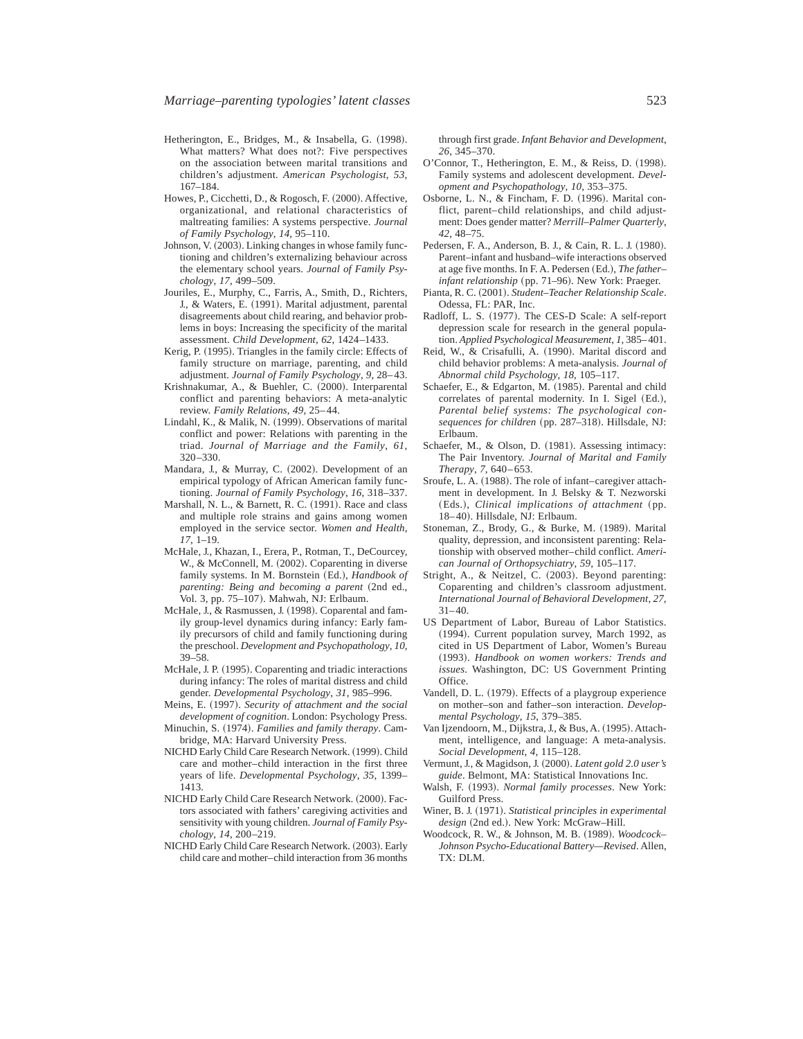Hetherington, E., Bridges, M., & Insabella, G. (1998). What matters? What does not?: Five perspectives on the association between marital transitions and children's adjustment. *American Psychologist*, *53*, 167–184.

Howes, P., Cicchetti, D., & Rogosch, F. (2000). Affective, organizational, and relational characteristics of maltreating families: A systems perspective. *Journal of Family Psychology*, *14*, 95–110.

Johnson, V. (2003). Linking changes in whose family functioning and children's externalizing behaviour across the elementary school years. *Journal of Family Psychology*, *17*, 499–509.

Jouriles, E., Murphy, C., Farris, A., Smith, D., Richters, J., & Waters, E. (1991). Marital adjustment, parental disagreements about child rearing, and behavior problems in boys: Increasing the specificity of the marital assessment. *Child Development*, *62*, 1424–1433.

Kerig, P. (1995). Triangles in the family circle: Effects of family structure on marriage, parenting, and child adjustment. *Journal of Family Psychology*, *9*, 28–43.

Krishnakumar, A., & Buehler, C. (2000). Interparental conflict and parenting behaviors: A meta-analytic review. *Family Relations*, *49*, 25–44.

Lindahl, K., & Malik, N. (1999). Observations of marital conflict and power: Relations with parenting in the triad. *Journal of Marriage and the Family*, *61*, 320–330.

Mandara, J., & Murray, C. (2002). Development of an empirical typology of African American family functioning. *Journal of Family Psychology*, *16*, 318–337.

Marshall, N. L., & Barnett, R. C. (1991). Race and class and multiple role strains and gains among women employed in the service sector. *Women and Health*, *17*, 1–19.

McHale, J., Khazan, I., Erera, P., Rotman, T., DeCourcey, W., & McConnell, M. (2002). Coparenting in diverse family systems. In M. Bornstein (Ed.), *Handbook of parenting: Being and becoming a parent* (2nd ed., Vol. 3, pp. 75–107). Mahwah, NJ: Erlbaum.

McHale, J., & Rasmussen, J. (1998). Coparental and family group-level dynamics during infancy: Early family precursors of child and family functioning during the preschool. *Development and Psychopathology*, *10*, 39–58.

McHale, J. P. (1995). Coparenting and triadic interactions during infancy: The roles of marital distress and child gender. *Developmental Psychology*, *31*, 985–996.

Meins, E. (1997). *Security of attachment and the social development of cognition*. London: Psychology Press.

Minuchin, S. (1974). *Families and family therapy*. Cambridge, MA: Harvard University Press.

NICHD Early Child Care Research Network. (1999). Child care and mother–child interaction in the first three years of life. *Developmental Psychology*, *35*, 1399–1413.

NICHD Early Child Care Research Network. (2000). Factors associated with fathers' caregiving activities and sensitivity with young children. *Journal of Family Psychology*, *14*, 200–219.

NICHD Early Child Care Research Network. (2003). Early child care and mother–child interaction from 36 months through first grade. *Infant Behavior and Development*, *26*, 345–370.

O'Connor, T., Hetherington, E. M., & Reiss, D. (1998). Family systems and adolescent development. *Development and Psychopathology*, *10*, 353–375.

Osborne, L. N., & Fincham, F. D. (1996). Marital conflict, parent–child relationships, and child adjustment: Does gender matter? *Merrill–Palmer Quarterly*, *42*, 48–75.

Pedersen, F. A., Anderson, B. J., & Cain, R. L. J. (1980). Parent–infant and husband–wife interactions observed at age five months. In F. A. Pedersen (Ed.), *The father–infant relationship* (pp. 71–96). New York: Praeger.

Pianta, R. C. (2001). *Student–Teacher Relationship Scale*. Odessa, FL: PAR, Inc.

Radloff, L. S. (1977). The CES-D Scale: A self-report depression scale for research in the general population. *Applied Psychological Measurement*, *1*, 385–401.

Reid, W., & Crisafulli, A. (1990). Marital discord and child behavior problems: A meta-analysis. *Journal of Abnormal child Psychology*, *18*, 105–117.

Schaefer, E., & Edgarton, M. (1985). Parental and child correlates of parental modernity. In I. Sigel (Ed.), *Parental belief systems: The psychological consequences for children* (pp. 287–318). Hillsdale, NJ: Erlbaum.

Schaefer, M., & Olson, D. (1981). Assessing intimacy: The Pair Inventory. *Journal of Marital and Family Therapy*, *7*, 640–653.

Sroufe, L. A. (1988). The role of infant–caregiver attachment in development. In J. Belsky & T. Nezworski (Eds.), *Clinical implications of attachment* (pp. 18–40). Hillsdale, NJ: Erlbaum.

Stoneman, Z., Brody, G., & Burke, M. (1989). Marital quality, depression, and inconsistent parenting: Relationship with observed mother–child conflict. *American Journal of Orthopsychiatry*, *59*, 105–117.

Stright, A., & Neitzel, C. (2003). Beyond parenting: Coparenting and children's classroom adjustment. *International Journal of Behavioral Development*, *27*, 31–40.

US Department of Labor, Bureau of Labor Statistics. (1994). Current population survey, March 1992, as cited in US Department of Labor, Women's Bureau (1993). *Handbook on women workers: Trends and issues*. Washington, DC: US Government Printing Office.

Vandell, D. L. (1979). Effects of a playgroup experience on mother–son and father–son interaction. *Developmental Psychology*, *15*, 379–385.

Van Ijzendoorn, M., Dijkstra, J., & Bus, A. (1995). Attachment, intelligence, and language: A meta-analysis. *Social Development*, *4*, 115–128.

Vermunt, J., & Magidson, J. (2000). *Latent gold 2.0 user's guide*. Belmont, MA: Statistical Innovations Inc.

Walsh, F. (1993). *Normal family processes*. New York: Guilford Press.

Winer, B. J. (1971). *Statistical principles in experimental design* (2nd ed.). New York: McGraw–Hill.

Woodcock, R. W., & Johnson, M. B. (1989). *Woodcock–Johnson Psycho-Educational Battery—Revised*. Allen, TX: DLM.